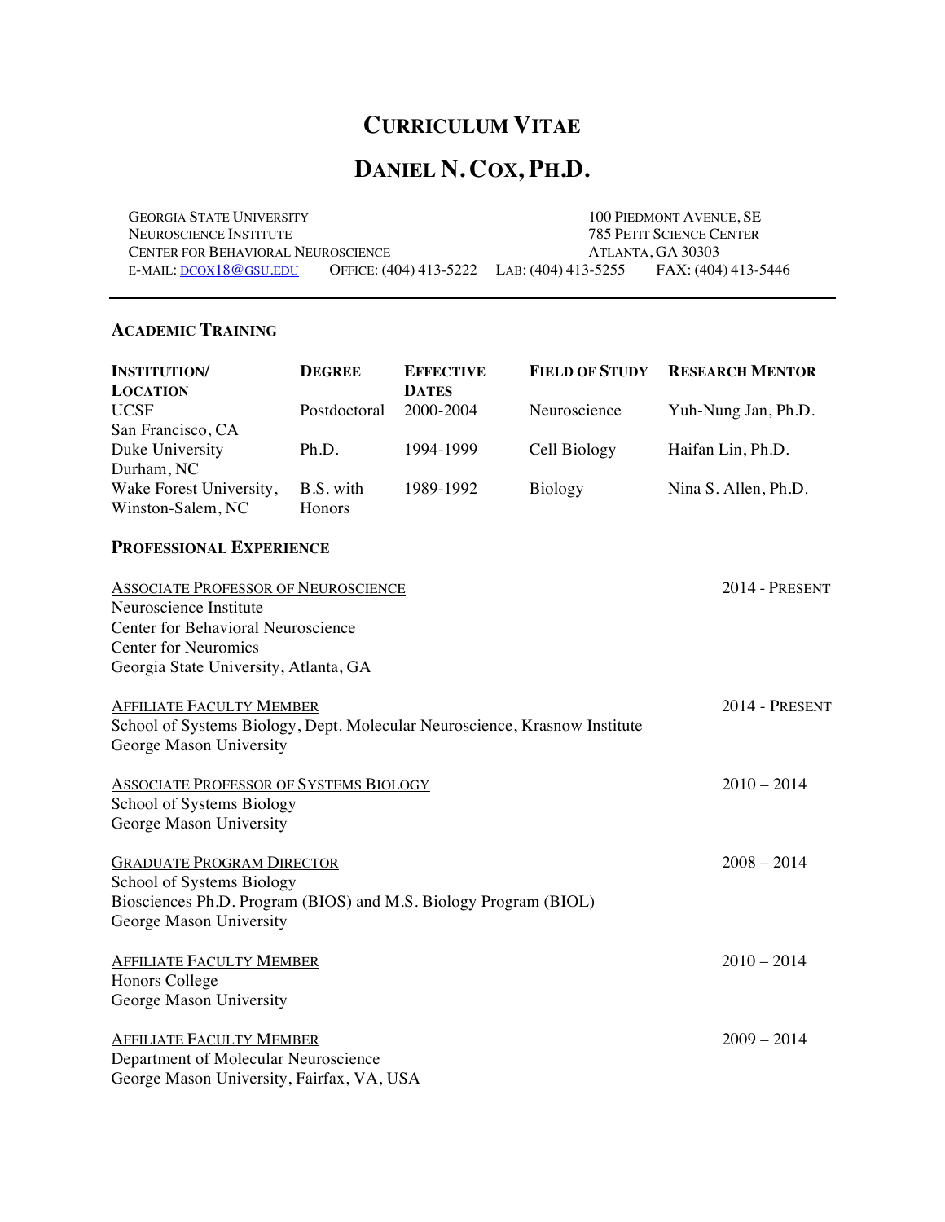# CURRICULUM VITAE

# DANIEL N. COX, PH.D.

GEORGIA STATE UNIVERSITY
NEUROSCIENCE INSTITUTE
CENTER FOR BEHAVIORAL NEUROSCIENCE
E-MAIL: DCOX18@GSU.EDU OFFICE: (404) 413-5222 LAB: (404) 413-5255 FAX: (404) 413-5446

100 PIEDMONT AVENUE, SE
785 PETIT SCIENCE CENTER
ATLANTA, GA 30303

---

## ACADEMIC TRAINING

| INSTITUTION/ LOCATION | DEGREE | EFFECTIVE DATES | FIELD OF STUDY | RESEARCH MENTOR |
|---|---|---|---|---|
| UCSF San Francisco, CA | Postdoctoral | 2000-2004 | Neuroscience | Yuh-Nung Jan, Ph.D. |
| Duke University Durham, NC | Ph.D. | 1994-1999 | Cell Biology | Haifan Lin, Ph.D. |
| Wake Forest University, Winston-Salem, NC | B.S. with Honors | 1989-1992 | Biology | Nina S. Allen, Ph.D. |

## PROFESSIONAL EXPERIENCE

<u>ASSOCIATE PROFESSOR OF NEUROSCIENCE</u> 2014 - PRESENT
Neuroscience Institute
Center for Behavioral Neuroscience
Center for Neuromics
Georgia State University, Atlanta, GA

<u>AFFILIATE FACULTY MEMBER</u> 2014 - PRESENT
School of Systems Biology, Dept. Molecular Neuroscience, Krasnow Institute
George Mason University

<u>ASSOCIATE PROFESSOR OF SYSTEMS BIOLOGY</u> 2010 – 2014
School of Systems Biology
George Mason University

<u>GRADUATE PROGRAM DIRECTOR</u> 2008 – 2014
School of Systems Biology
Biosciences Ph.D. Program (BIOS) and M.S. Biology Program (BIOL)
George Mason University

<u>AFFILIATE FACULTY MEMBER</u> 2010 – 2014
Honors College
George Mason University

<u>AFFILIATE FACULTY MEMBER</u> 2009 – 2014
Department of Molecular Neuroscience
George Mason University, Fairfax, VA, USA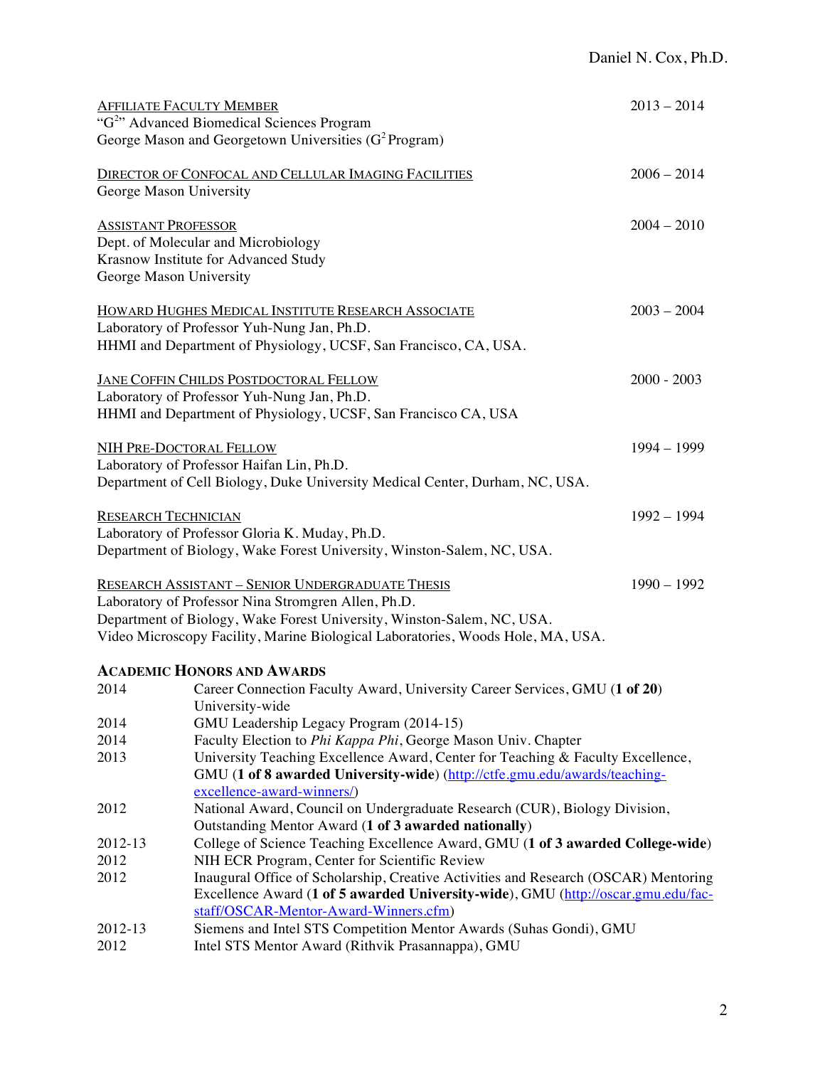AFFILIATE FACULTY MEMBER — 2013 – 2014
"G$^2$" Advanced Biomedical Sciences Program
George Mason and Georgetown Universities (G$^2$ Program)

DIRECTOR OF CONFOCAL AND CELLULAR IMAGING FACILITIES — 2006 – 2014
George Mason University

ASSISTANT PROFESSOR — 2004 – 2010
Dept. of Molecular and Microbiology
Krasnow Institute for Advanced Study
George Mason University

HOWARD HUGHES MEDICAL INSTITUTE RESEARCH ASSOCIATE — 2003 – 2004
Laboratory of Professor Yuh-Nung Jan, Ph.D.
HHMI and Department of Physiology, UCSF, San Francisco, CA, USA.

JANE COFFIN CHILDS POSTDOCTORAL FELLOW — 2000 - 2003
Laboratory of Professor Yuh-Nung Jan, Ph.D.
HHMI and Department of Physiology, UCSF, San Francisco CA, USA

NIH PRE-DOCTORAL FELLOW — 1994 – 1999
Laboratory of Professor Haifan Lin, Ph.D.
Department of Cell Biology, Duke University Medical Center, Durham, NC, USA.

RESEARCH TECHNICIAN — 1992 – 1994
Laboratory of Professor Gloria K. Muday, Ph.D.
Department of Biology, Wake Forest University, Winston-Salem, NC, USA.

RESEARCH ASSISTANT – SENIOR UNDERGRADUATE THESIS — 1990 – 1992
Laboratory of Professor Nina Stromgren Allen, Ph.D.
Department of Biology, Wake Forest University, Winston-Salem, NC, USA.
Video Microscopy Facility, Marine Biological Laboratories, Woods Hole, MA, USA.

## ACADEMIC HONORS AND AWARDS

- 2014 — Career Connection Faculty Award, University Career Services, GMU (**1 of 20**) University-wide
- 2014 — GMU Leadership Legacy Program (2014-15)
- 2014 — Faculty Election to *Phi Kappa Phi*, George Mason Univ. Chapter
- 2013 — University Teaching Excellence Award, Center for Teaching & Faculty Excellence, GMU (**1 of 8 awarded University-wide**) (http://ctfe.gmu.edu/awards/teaching-excellence-award-winners/)
- 2012 — National Award, Council on Undergraduate Research (CUR), Biology Division, Outstanding Mentor Award (**1 of 3 awarded nationally**)
- 2012-13 — College of Science Teaching Excellence Award, GMU (**1 of 3 awarded College-wide**)
- 2012 — NIH ECR Program, Center for Scientific Review
- 2012 — Inaugural Office of Scholarship, Creative Activities and Research (OSCAR) Mentoring Excellence Award (**1 of 5 awarded University-wide**), GMU (http://oscar.gmu.edu/fac-staff/OSCAR-Mentor-Award-Winners.cfm)
- 2012-13 — Siemens and Intel STS Competition Mentor Awards (Suhas Gondi), GMU
- 2012 — Intel STS Mentor Award (Rithvik Prasannappa), GMU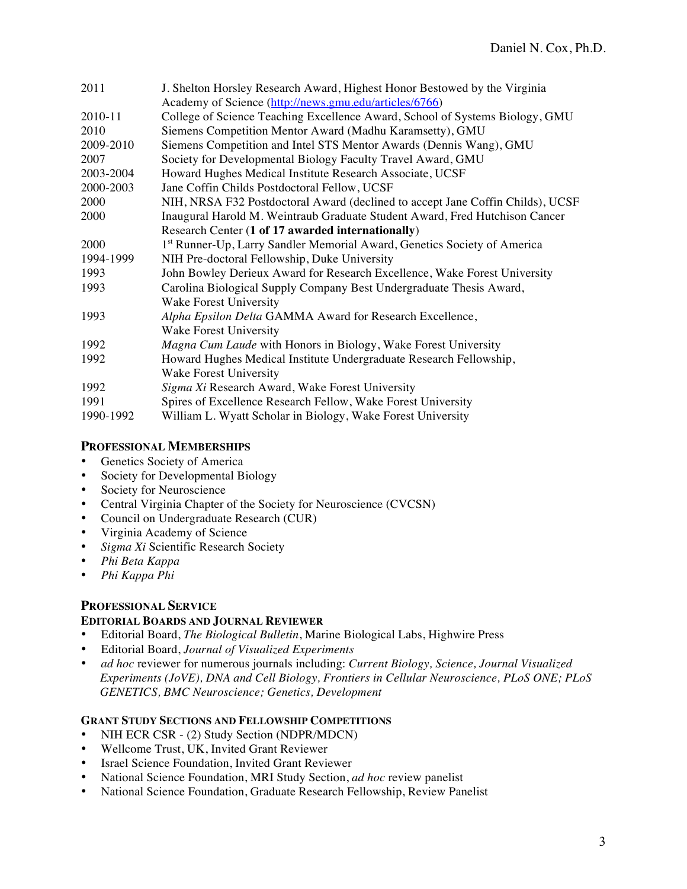| | |
|---|---|
| 2011 | J. Shelton Horsley Research Award, Highest Honor Bestowed by the Virginia Academy of Science (http://news.gmu.edu/articles/6766) |
| 2010-11 | College of Science Teaching Excellence Award, School of Systems Biology, GMU |
| 2010 | Siemens Competition Mentor Award (Madhu Karamsetty), GMU |
| 2009-2010 | Siemens Competition and Intel STS Mentor Awards (Dennis Wang), GMU |
| 2007 | Society for Developmental Biology Faculty Travel Award, GMU |
| 2003-2004 | Howard Hughes Medical Institute Research Associate, UCSF |
| 2000-2003 | Jane Coffin Childs Postdoctoral Fellow, UCSF |
| 2000 | NIH, NRSA F32 Postdoctoral Award (declined to accept Jane Coffin Childs), UCSF |
| 2000 | Inaugural Harold M. Weintraub Graduate Student Award, Fred Hutchison Cancer Research Center (**1 of 17 awarded internationally**) |
| 2000 | 1st Runner-Up, Larry Sandler Memorial Award, Genetics Society of America |
| 1994-1999 | NIH Pre-doctoral Fellowship, Duke University |
| 1993 | John Bowley Derieux Award for Research Excellence, Wake Forest University |
| 1993 | Carolina Biological Supply Company Best Undergraduate Thesis Award, Wake Forest University |
| 1993 | *Alpha Epsilon Delta* GAMMA Award for Research Excellence, Wake Forest University |
| 1992 | *Magna Cum Laude* with Honors in Biology, Wake Forest University |
| 1992 | Howard Hughes Medical Institute Undergraduate Research Fellowship, Wake Forest University |
| 1992 | *Sigma Xi* Research Award, Wake Forest University |
| 1991 | Spires of Excellence Research Fellow, Wake Forest University |
| 1990-1992 | William L. Wyatt Scholar in Biology, Wake Forest University |

## PROFESSIONAL MEMBERSHIPS

- Genetics Society of America
- Society for Developmental Biology
- Society for Neuroscience
- Central Virginia Chapter of the Society for Neuroscience (CVCSN)
- Council on Undergraduate Research (CUR)
- Virginia Academy of Science
- *Sigma Xi* Scientific Research Society
- *Phi Beta Kappa*
- *Phi Kappa Phi*

## PROFESSIONAL SERVICE

### EDITORIAL BOARDS AND JOURNAL REVIEWER

- Editorial Board, *The Biological Bulletin*, Marine Biological Labs, Highwire Press
- Editorial Board, *Journal of Visualized Experiments*
- *ad hoc* reviewer for numerous journals including: *Current Biology, Science, Journal Visualized Experiments (JoVE), DNA and Cell Biology, Frontiers in Cellular Neuroscience, PLoS ONE; PLoS GENETICS, BMC Neuroscience; Genetics, Development*

### GRANT STUDY SECTIONS AND FELLOWSHIP COMPETITIONS

- NIH ECR CSR - (2) Study Section (NDPR/MDCN)
- Wellcome Trust, UK, Invited Grant Reviewer
- Israel Science Foundation, Invited Grant Reviewer
- National Science Foundation, MRI Study Section, *ad hoc* review panelist
- National Science Foundation, Graduate Research Fellowship, Review Panelist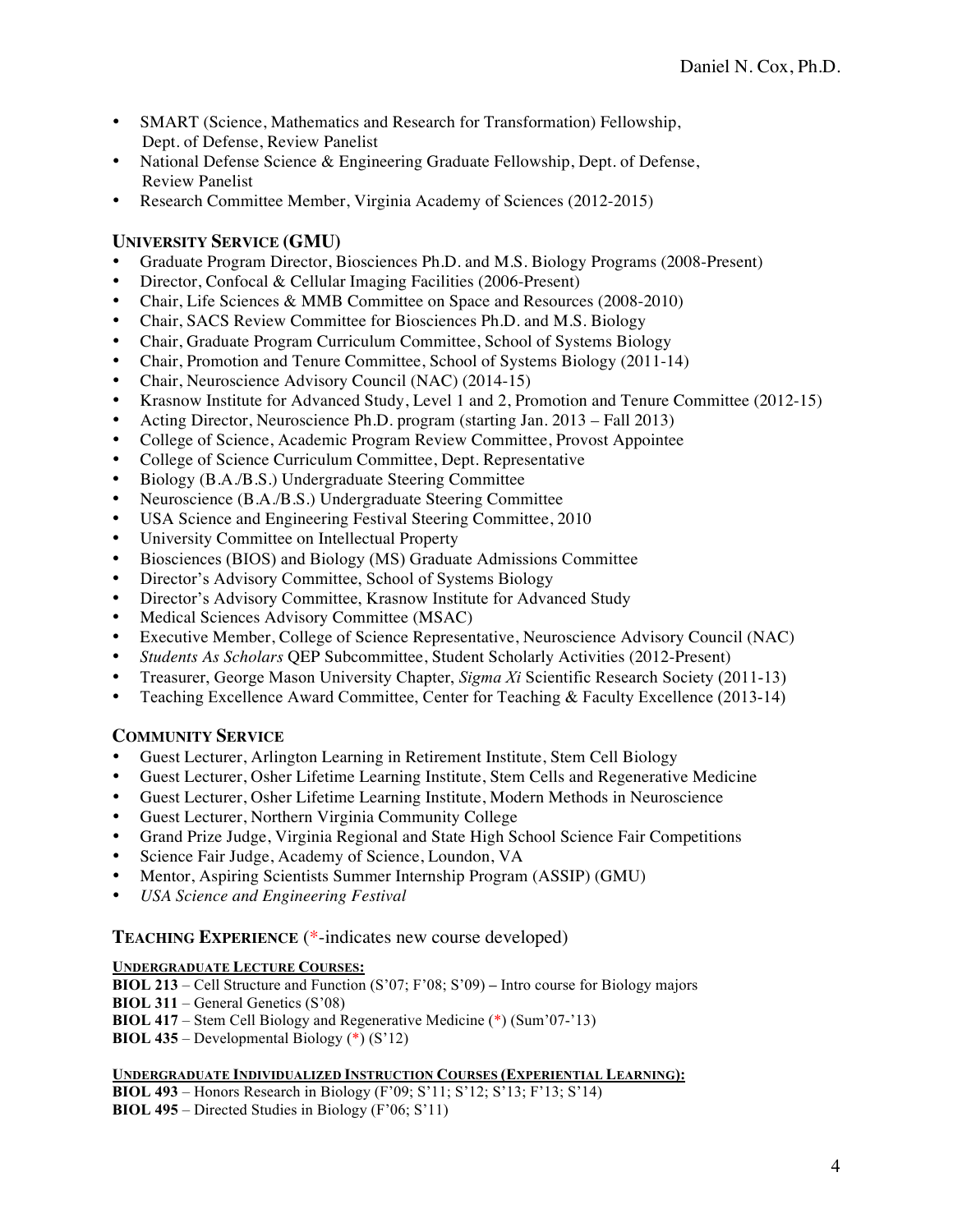- SMART (Science, Mathematics and Research for Transformation) Fellowship, Dept. of Defense, Review Panelist
- National Defense Science & Engineering Graduate Fellowship, Dept. of Defense, Review Panelist
- Research Committee Member, Virginia Academy of Sciences (2012-2015)

## UNIVERSITY SERVICE (GMU)

- Graduate Program Director, Biosciences Ph.D. and M.S. Biology Programs (2008-Present)
- Director, Confocal & Cellular Imaging Facilities (2006-Present)
- Chair, Life Sciences & MMB Committee on Space and Resources (2008-2010)
- Chair, SACS Review Committee for Biosciences Ph.D. and M.S. Biology
- Chair, Graduate Program Curriculum Committee, School of Systems Biology
- Chair, Promotion and Tenure Committee, School of Systems Biology (2011-14)
- Chair, Neuroscience Advisory Council (NAC) (2014-15)
- Krasnow Institute for Advanced Study, Level 1 and 2, Promotion and Tenure Committee (2012-15)
- Acting Director, Neuroscience Ph.D. program (starting Jan. 2013 – Fall 2013)
- College of Science, Academic Program Review Committee, Provost Appointee
- College of Science Curriculum Committee, Dept. Representative
- Biology (B.A./B.S.) Undergraduate Steering Committee
- Neuroscience (B.A./B.S.) Undergraduate Steering Committee
- USA Science and Engineering Festival Steering Committee, 2010
- University Committee on Intellectual Property
- Biosciences (BIOS) and Biology (MS) Graduate Admissions Committee
- Director's Advisory Committee, School of Systems Biology
- Director's Advisory Committee, Krasnow Institute for Advanced Study
- Medical Sciences Advisory Committee (MSAC)
- Executive Member, College of Science Representative, Neuroscience Advisory Council (NAC)
- *Students As Scholars* QEP Subcommittee, Student Scholarly Activities (2012-Present)
- Treasurer, George Mason University Chapter, *Sigma Xi* Scientific Research Society (2011-13)
- Teaching Excellence Award Committee, Center for Teaching & Faculty Excellence (2013-14)

## COMMUNITY SERVICE

- Guest Lecturer, Arlington Learning in Retirement Institute, Stem Cell Biology
- Guest Lecturer, Osher Lifetime Learning Institute, Stem Cells and Regenerative Medicine
- Guest Lecturer, Osher Lifetime Learning Institute, Modern Methods in Neuroscience
- Guest Lecturer, Northern Virginia Community College
- Grand Prize Judge, Virginia Regional and State High School Science Fair Competitions
- Science Fair Judge, Academy of Science, Loundon, VA
- Mentor, Aspiring Scientists Summer Internship Program (ASSIP) (GMU)
- *USA Science and Engineering Festival*

## TEACHING EXPERIENCE (*-indicates new course developed)

**UNDERGRADUATE LECTURE COURSES:**

**BIOL 213** – Cell Structure and Function (S'07; F'08; S'09) – Intro course for Biology majors
**BIOL 311** – General Genetics (S'08)
**BIOL 417** – Stem Cell Biology and Regenerative Medicine (*) (Sum'07-'13)
**BIOL 435** – Developmental Biology (*) (S'12)

**UNDERGRADUATE INDIVIDUALIZED INSTRUCTION COURSES (EXPERIENTIAL LEARNING):**

**BIOL 493** – Honors Research in Biology (F'09; S'11; S'12; S'13; F'13; S'14)
**BIOL 495** – Directed Studies in Biology (F'06; S'11)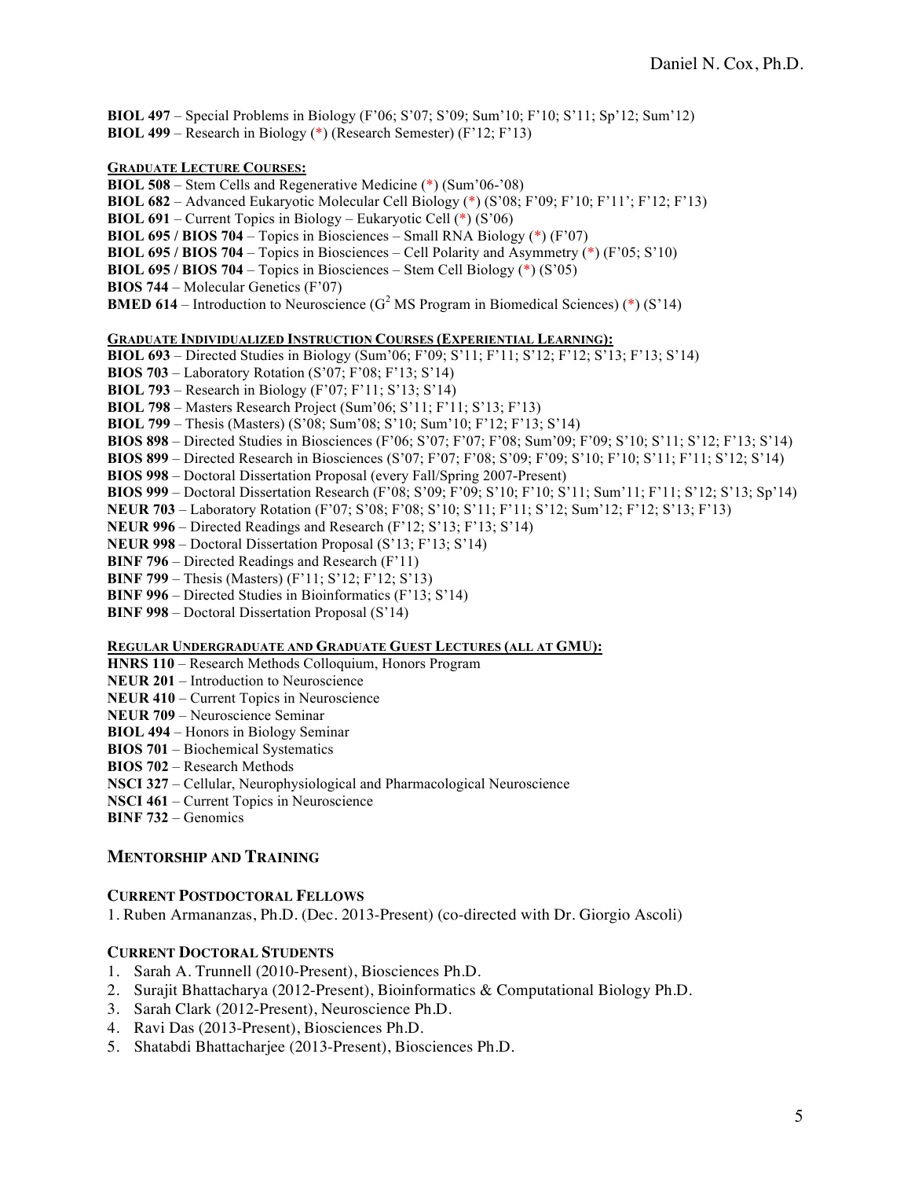**BIOL 497** – Special Problems in Biology (F'06; S'07; S'09; Sum'10; F'10; S'11; Sp'12; Sum'12)
**BIOL 499** – Research in Biology (*) (Research Semester) (F'12; F'13)

**GRADUATE LECTURE COURSES:**

**BIOL 508** – Stem Cells and Regenerative Medicine (*) (Sum'06-'08)
**BIOL 682** – Advanced Eukaryotic Molecular Cell Biology (*) (S'08; F'09; F'10; F'11'; F'12; F'13)
**BIOL 691** – Current Topics in Biology – Eukaryotic Cell (*) (S'06)
**BIOL 695 / BIOS 704** – Topics in Biosciences – Small RNA Biology (*) (F'07)
**BIOL 695 / BIOS 704** – Topics in Biosciences – Cell Polarity and Asymmetry (*) (F'05; S'10)
**BIOL 695 / BIOS 704** – Topics in Biosciences – Stem Cell Biology (*) (S'05)
**BIOS 744** – Molecular Genetics (F'07)
**BMED 614** – Introduction to Neuroscience ($G^2$ MS Program in Biomedical Sciences) (*) (S'14)

**GRADUATE INDIVIDUALIZED INSTRUCTION COURSES (EXPERIENTIAL LEARNING):**

**BIOL 693** – Directed Studies in Biology (Sum'06; F'09; S'11; F'11; S'12; F'12; S'13; F'13; S'14)
**BIOS 703** – Laboratory Rotation (S'07; F'08; F'13; S'14)
**BIOL 793** – Research in Biology (F'07; F'11; S'13; S'14)
**BIOL 798** – Masters Research Project (Sum'06; S'11; F'11; S'13; F'13)
**BIOL 799** – Thesis (Masters) (S'08; Sum'08; S'10; Sum'10; F'12; F'13; S'14)
**BIOS 898** – Directed Studies in Biosciences (F'06; S'07; F'07; F'08; Sum'09; F'09; S'10; S'11; S'12; F'13; S'14)
**BIOS 899** – Directed Research in Biosciences (S'07; F'07; F'08; S'09; F'09; S'10; F'10; S'11; F'11; S'12; S'14)
**BIOS 998** – Doctoral Dissertation Proposal (every Fall/Spring 2007-Present)
**BIOS 999** – Doctoral Dissertation Research (F'08; S'09; F'09; S'10; F'10; S'11; Sum'11; F'11; S'12; S'13; Sp'14)
**NEUR 703** – Laboratory Rotation (F'07; S'08; F'08; S'10; S'11; F'11; S'12; Sum'12; F'12; S'13; F'13)
**NEUR 996** – Directed Readings and Research (F'12; S'13; F'13; S'14)
**NEUR 998** – Doctoral Dissertation Proposal (S'13; F'13; S'14)
**BINF 796** – Directed Readings and Research (F'11)
**BINF 799** – Thesis (Masters) (F'11; S'12; F'12; S'13)
**BINF 996** – Directed Studies in Bioinformatics (F'13; S'14)
**BINF 998** – Doctoral Dissertation Proposal (S'14)

**REGULAR UNDERGRADUATE AND GRADUATE GUEST LECTURES (ALL AT GMU):**

**HNRS 110** – Research Methods Colloquium, Honors Program
**NEUR 201** – Introduction to Neuroscience
**NEUR 410** – Current Topics in Neuroscience
**NEUR 709** – Neuroscience Seminar
**BIOL 494** – Honors in Biology Seminar
**BIOS 701** – Biochemical Systematics
**BIOS 702** – Research Methods
**NSCI 327** – Cellular, Neurophysiological and Pharmacological Neuroscience
**NSCI 461** – Current Topics in Neuroscience
**BINF 732** – Genomics

## MENTORSHIP AND TRAINING

### CURRENT POSTDOCTORAL FELLOWS

1. Ruben Armananzas, Ph.D. (Dec. 2013-Present) (co-directed with Dr. Giorgio Ascoli)

### CURRENT DOCTORAL STUDENTS

1. Sarah A. Trunnell (2010-Present), Biosciences Ph.D.
2. Surajit Bhattacharya (2012-Present), Bioinformatics & Computational Biology Ph.D.
3. Sarah Clark (2012-Present), Neuroscience Ph.D.
4. Ravi Das (2013-Present), Biosciences Ph.D.
5. Shatabdi Bhattacharjee (2013-Present), Biosciences Ph.D.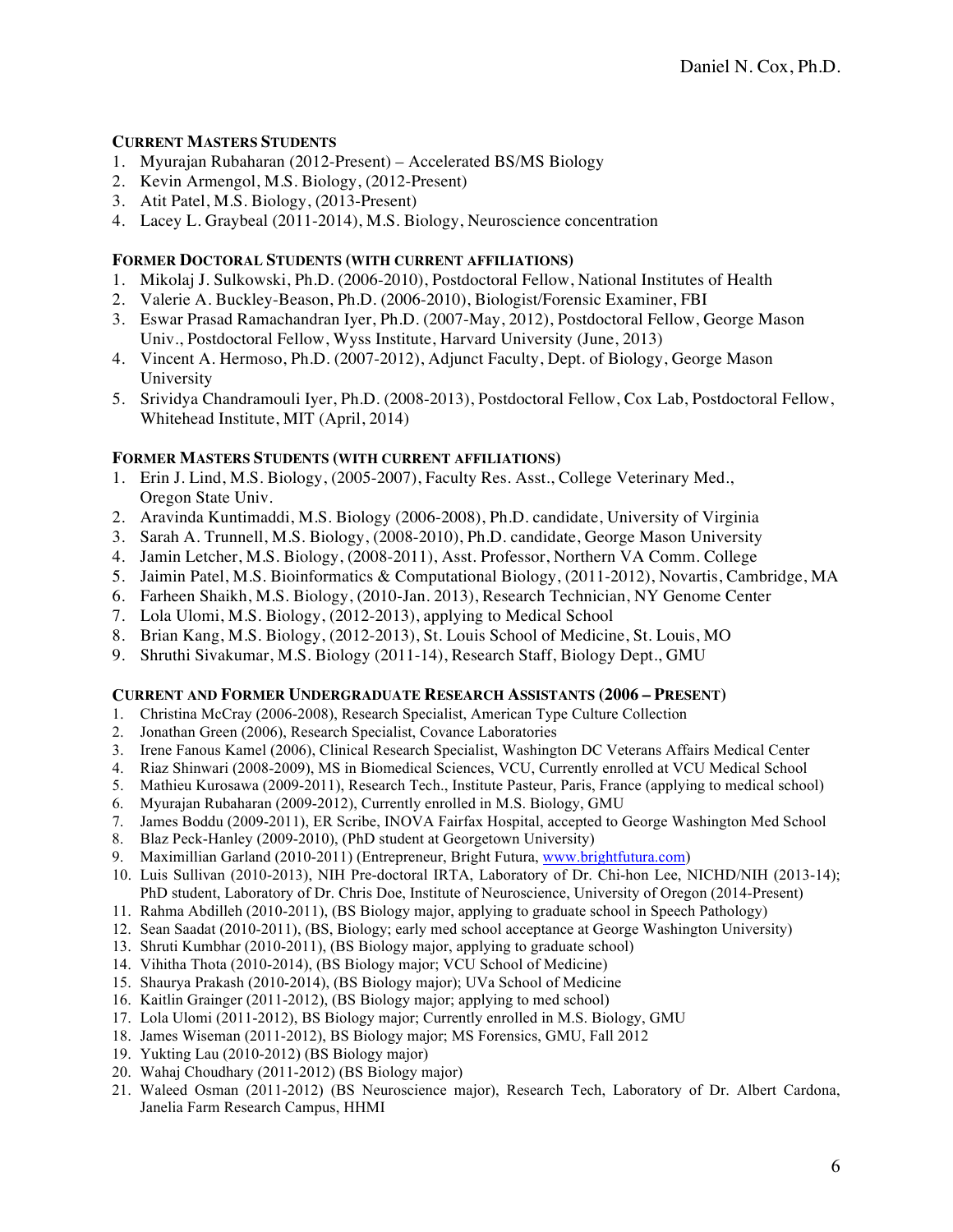### CURRENT MASTERS STUDENTS

1. Myurajan Rubaharan (2012-Present) – Accelerated BS/MS Biology
2. Kevin Armengol, M.S. Biology, (2012-Present)
3. Atit Patel, M.S. Biology, (2013-Present)
4. Lacey L. Graybeal (2011-2014), M.S. Biology, Neuroscience concentration

### FORMER DOCTORAL STUDENTS (WITH CURRENT AFFILIATIONS)

1. Mikolaj J. Sulkowski, Ph.D. (2006-2010), Postdoctoral Fellow, National Institutes of Health
2. Valerie A. Buckley-Beason, Ph.D. (2006-2010), Biologist/Forensic Examiner, FBI
3. Eswar Prasad Ramachandran Iyer, Ph.D. (2007-May, 2012), Postdoctoral Fellow, George Mason Univ., Postdoctoral Fellow, Wyss Institute, Harvard University (June, 2013)
4. Vincent A. Hermoso, Ph.D. (2007-2012), Adjunct Faculty, Dept. of Biology, George Mason University
5. Srividya Chandramouli Iyer, Ph.D. (2008-2013), Postdoctoral Fellow, Cox Lab, Postdoctoral Fellow, Whitehead Institute, MIT (April, 2014)

### FORMER MASTERS STUDENTS (WITH CURRENT AFFILIATIONS)

1. Erin J. Lind, M.S. Biology, (2005-2007), Faculty Res. Asst., College Veterinary Med., Oregon State Univ.
2. Aravinda Kuntimaddi, M.S. Biology (2006-2008), Ph.D. candidate, University of Virginia
3. Sarah A. Trunnell, M.S. Biology, (2008-2010), Ph.D. candidate, George Mason University
4. Jamin Letcher, M.S. Biology, (2008-2011), Asst. Professor, Northern VA Comm. College
5. Jaimin Patel, M.S. Bioinformatics & Computational Biology, (2011-2012), Novartis, Cambridge, MA
6. Farheen Shaikh, M.S. Biology, (2010-Jan. 2013), Research Technician, NY Genome Center
7. Lola Ulomi, M.S. Biology, (2012-2013), applying to Medical School
8. Brian Kang, M.S. Biology, (2012-2013), St. Louis School of Medicine, St. Louis, MO
9. Shruthi Sivakumar, M.S. Biology (2011-14), Research Staff, Biology Dept., GMU

### CURRENT AND FORMER UNDERGRADUATE RESEARCH ASSISTANTS (2006 – PRESENT)

1. Christina McCray (2006-2008), Research Specialist, American Type Culture Collection
2. Jonathan Green (2006), Research Specialist, Covance Laboratories
3. Irene Fanous Kamel (2006), Clinical Research Specialist, Washington DC Veterans Affairs Medical Center
4. Riaz Shinwari (2008-2009), MS in Biomedical Sciences, VCU, Currently enrolled at VCU Medical School
5. Mathieu Kurosawa (2009-2011), Research Tech., Institute Pasteur, Paris, France (applying to medical school)
6. Myurajan Rubaharan (2009-2012), Currently enrolled in M.S. Biology, GMU
7. James Boddu (2009-2011), ER Scribe, INOVA Fairfax Hospital, accepted to George Washington Med School
8. Blaz Peck-Hanley (2009-2010), (PhD student at Georgetown University)
9. Maximillian Garland (2010-2011) (Entrepreneur, Bright Futura, www.brightfutura.com)
10. Luis Sullivan (2010-2013), NIH Pre-doctoral IRTA, Laboratory of Dr. Chi-hon Lee, NICHD/NIH (2013-14); PhD student, Laboratory of Dr. Chris Doe, Institute of Neuroscience, University of Oregon (2014-Present)
11. Rahma Abdilleh (2010-2011), (BS Biology major, applying to graduate school in Speech Pathology)
12. Sean Saadat (2010-2011), (BS, Biology; early med school acceptance at George Washington University)
13. Shruti Kumbhar (2010-2011), (BS Biology major, applying to graduate school)
14. Vihitha Thota (2010-2014), (BS Biology major; VCU School of Medicine)
15. Shaurya Prakash (2010-2014), (BS Biology major); UVa School of Medicine
16. Kaitlin Grainger (2011-2012), (BS Biology major; applying to med school)
17. Lola Ulomi (2011-2012), BS Biology major; Currently enrolled in M.S. Biology, GMU
18. James Wiseman (2011-2012), BS Biology major; MS Forensics, GMU, Fall 2012
19. Yukting Lau (2010-2012) (BS Biology major)
20. Wahaj Choudhary (2011-2012) (BS Biology major)
21. Waleed Osman (2011-2012) (BS Neuroscience major), Research Tech, Laboratory of Dr. Albert Cardona, Janelia Farm Research Campus, HHMI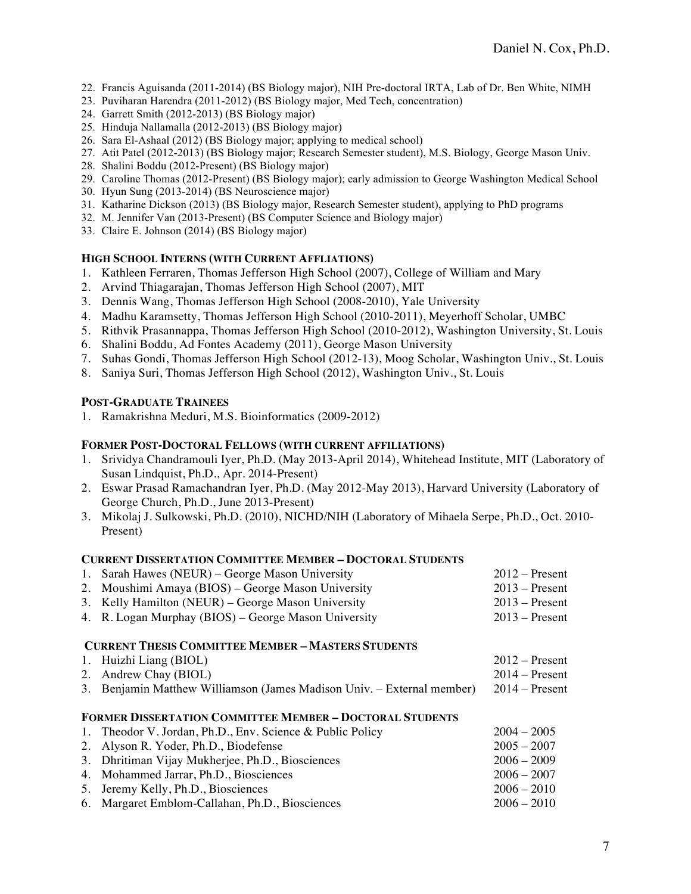22. Francis Aguisanda (2011-2014) (BS Biology major), NIH Pre-doctoral IRTA, Lab of Dr. Ben White, NIMH
23. Puviharan Harendra (2011-2012) (BS Biology major, Med Tech, concentration)
24. Garrett Smith (2012-2013) (BS Biology major)
25. Hinduja Nallamalla (2012-2013) (BS Biology major)
26. Sara El-Ashaal (2012) (BS Biology major; applying to medical school)
27. Atit Patel (2012-2013) (BS Biology major; Research Semester student), M.S. Biology, George Mason Univ.
28. Shalini Boddu (2012-Present) (BS Biology major)
29. Caroline Thomas (2012-Present) (BS Biology major); early admission to George Washington Medical School
30. Hyun Sung (2013-2014) (BS Neuroscience major)
31. Katharine Dickson (2013) (BS Biology major, Research Semester student), applying to PhD programs
32. M. Jennifer Van (2013-Present) (BS Computer Science and Biology major)
33. Claire E. Johnson (2014) (BS Biology major)

**HIGH SCHOOL INTERNS (WITH CURRENT AFFLIATIONS)**

1. Kathleen Ferraren, Thomas Jefferson High School (2007), College of William and Mary
2. Arvind Thiagarajan, Thomas Jefferson High School (2007), MIT
3. Dennis Wang, Thomas Jefferson High School (2008-2010), Yale University
4. Madhu Karamsetty, Thomas Jefferson High School (2010-2011), Meyerhoff Scholar, UMBC
5. Rithvik Prasannappa, Thomas Jefferson High School (2010-2012), Washington University, St. Louis
6. Shalini Boddu, Ad Fontes Academy (2011), George Mason University
7. Suhas Gondi, Thomas Jefferson High School (2012-13), Moog Scholar, Washington Univ., St. Louis
8. Saniya Suri, Thomas Jefferson High School (2012), Washington Univ., St. Louis

**POST-GRADUATE TRAINEES**

1. Ramakrishna Meduri, M.S. Bioinformatics (2009-2012)

**FORMER POST-DOCTORAL FELLOWS (WITH CURRENT AFFILIATIONS)**

1. Srividya Chandramouli Iyer, Ph.D. (May 2013-April 2014), Whitehead Institute, MIT (Laboratory of Susan Lindquist, Ph.D., Apr. 2014-Present)
2. Eswar Prasad Ramachandran Iyer, Ph.D. (May 2012-May 2013), Harvard University (Laboratory of George Church, Ph.D., June 2013-Present)
3. Mikolaj J. Sulkowski, Ph.D. (2010), NICHD/NIH (Laboratory of Mihaela Serpe, Ph.D., Oct. 2010-Present)

**CURRENT DISSERTATION COMMITTEE MEMBER – DOCTORAL STUDENTS**

1. Sarah Hawes (NEUR) – George Mason University 2012 – Present
2. Moushimi Amaya (BIOS) – George Mason University 2013 – Present
3. Kelly Hamilton (NEUR) – George Mason University 2013 – Present
4. R. Logan Murphay (BIOS) – George Mason University 2013 – Present

**CURRENT THESIS COMMITTEE MEMBER – MASTERS STUDENTS**

1. Huizhi Liang (BIOL) 2012 – Present
2. Andrew Chay (BIOL) 2014 – Present
3. Benjamin Matthew Williamson (James Madison Univ. – External member) 2014 – Present

**FORMER DISSERTATION COMMITTEE MEMBER – DOCTORAL STUDENTS**

1. Theodor V. Jordan, Ph.D., Env. Science & Public Policy 2004 – 2005
2. Alyson R. Yoder, Ph.D., Biodefense 2005 – 2007
3. Dhritiman Vijay Mukherjee, Ph.D., Biosciences 2006 – 2009
4. Mohammed Jarrar, Ph.D., Biosciences 2006 – 2007
5. Jeremy Kelly, Ph.D., Biosciences 2006 – 2010
6. Margaret Emblom-Callahan, Ph.D., Biosciences 2006 – 2010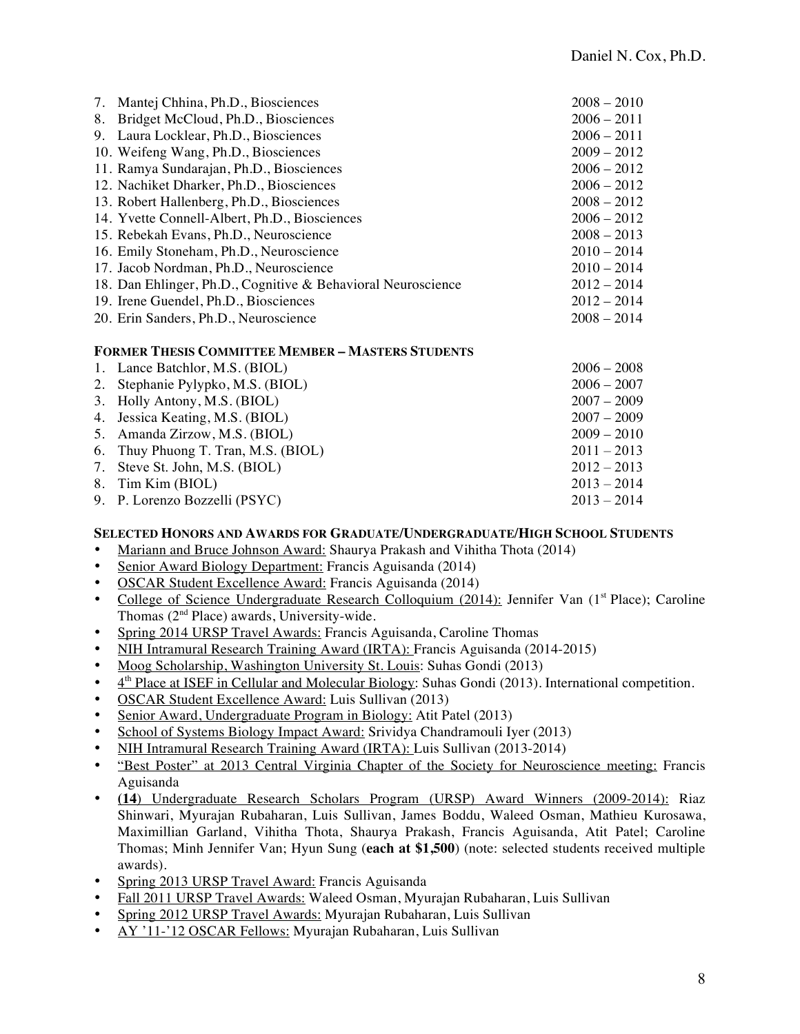7. Mantej Chhina, Ph.D., Biosciences 2008 – 2010
8. Bridget McCloud, Ph.D., Biosciences 2006 – 2011
9. Laura Locklear, Ph.D., Biosciences 2006 – 2011
10. Weifeng Wang, Ph.D., Biosciences 2009 – 2012
11. Ramya Sundarajan, Ph.D., Biosciences 2006 – 2012
12. Nachiket Dharker, Ph.D., Biosciences 2006 – 2012
13. Robert Hallenberg, Ph.D., Biosciences 2008 – 2012
14. Yvette Connell-Albert, Ph.D., Biosciences 2006 – 2012
15. Rebekah Evans, Ph.D., Neuroscience 2008 – 2013
16. Emily Stoneham, Ph.D., Neuroscience 2010 – 2014
17. Jacob Nordman, Ph.D., Neuroscience 2010 – 2014
18. Dan Ehlinger, Ph.D., Cognitive & Behavioral Neuroscience 2012 – 2014
19. Irene Guendel, Ph.D., Biosciences 2012 – 2014
20. Erin Sanders, Ph.D., Neuroscience 2008 – 2014

**FORMER THESIS COMMITTEE MEMBER – MASTERS STUDENTS**

1. Lance Batchlor, M.S. (BIOL) 2006 – 2008
2. Stephanie Pylypko, M.S. (BIOL) 2006 – 2007
3. Holly Antony, M.S. (BIOL) 2007 – 2009
4. Jessica Keating, M.S. (BIOL) 2007 – 2009
5. Amanda Zirzow, M.S. (BIOL) 2009 – 2010
6. Thuy Phuong T. Tran, M.S. (BIOL) 2011 – 2013
7. Steve St. John, M.S. (BIOL) 2012 – 2013
8. Tim Kim (BIOL) 2013 – 2014
9. P. Lorenzo Bozzelli (PSYC) 2013 – 2014

**SELECTED HONORS AND AWARDS FOR GRADUATE/UNDERGRADUATE/HIGH SCHOOL STUDENTS**

- Mariann and Bruce Johnson Award: Shaurya Prakash and Vihitha Thota (2014)
- Senior Award Biology Department: Francis Aguisanda (2014)
- OSCAR Student Excellence Award: Francis Aguisanda (2014)
- College of Science Undergraduate Research Colloquium (2014): Jennifer Van (1st Place); Caroline Thomas (2nd Place) awards, University-wide.
- Spring 2014 URSP Travel Awards: Francis Aguisanda, Caroline Thomas
- NIH Intramural Research Training Award (IRTA): Francis Aguisanda (2014-2015)
- Moog Scholarship, Washington University St. Louis: Suhas Gondi (2013)
- 4th Place at ISEF in Cellular and Molecular Biology: Suhas Gondi (2013). International competition.
- OSCAR Student Excellence Award: Luis Sullivan (2013)
- Senior Award, Undergraduate Program in Biology: Atit Patel (2013)
- School of Systems Biology Impact Award: Srividya Chandramouli Iyer (2013)
- NIH Intramural Research Training Award (IRTA): Luis Sullivan (2013-2014)
- "Best Poster" at 2013 Central Virginia Chapter of the Society for Neuroscience meeting: Francis Aguisanda
- **(14)** Undergraduate Research Scholars Program (URSP) Award Winners (2009-2014): Riaz Shinwari, Myurajan Rubaharan, Luis Sullivan, James Boddu, Waleed Osman, Mathieu Kurosawa, Maximillian Garland, Vihitha Thota, Shaurya Prakash, Francis Aguisanda, Atit Patel; Caroline Thomas; Minh Jennifer Van; Hyun Sung (**each at $1,500**) (note: selected students received multiple awards).
- Spring 2013 URSP Travel Award: Francis Aguisanda
- Fall 2011 URSP Travel Awards: Waleed Osman, Myurajan Rubaharan, Luis Sullivan
- Spring 2012 URSP Travel Awards: Myurajan Rubaharan, Luis Sullivan
- AY '11-'12 OSCAR Fellows: Myurajan Rubaharan, Luis Sullivan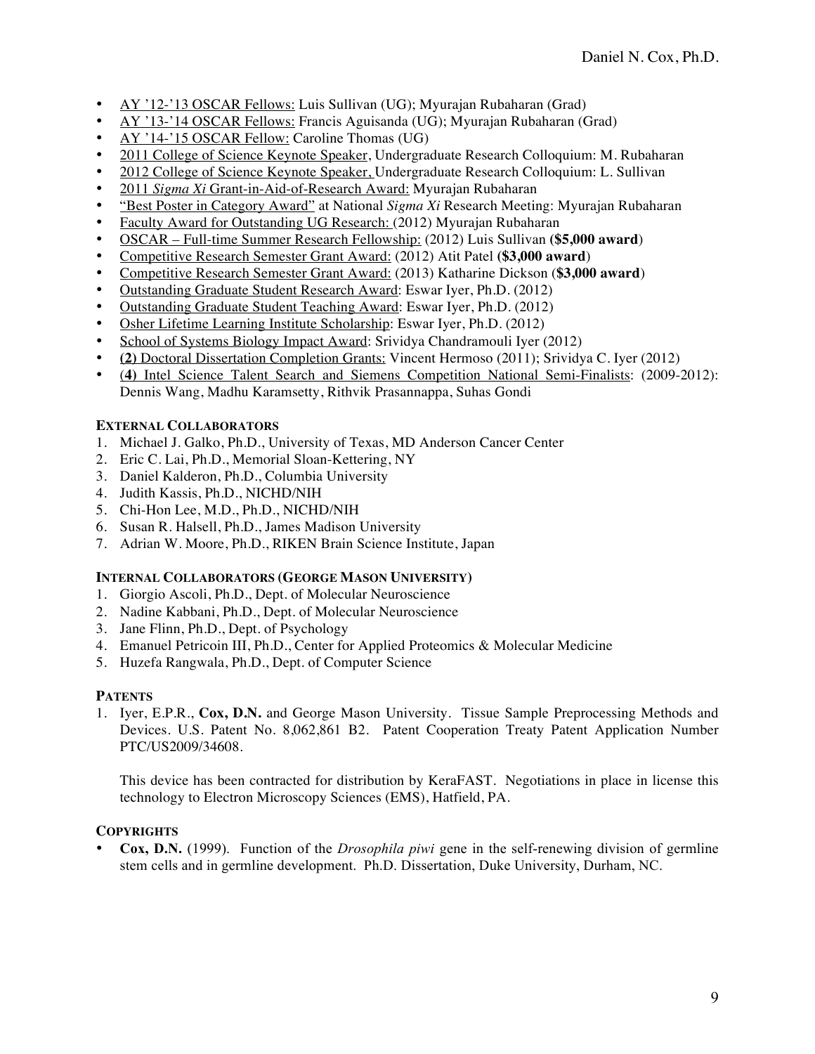- AY '12-'13 OSCAR Fellows: Luis Sullivan (UG); Myurajan Rubaharan (Grad)
- AY '13-'14 OSCAR Fellows: Francis Aguisanda (UG); Myurajan Rubaharan (Grad)
- AY '14-'15 OSCAR Fellow: Caroline Thomas (UG)
- 2011 College of Science Keynote Speaker, Undergraduate Research Colloquium: M. Rubaharan
- 2012 College of Science Keynote Speaker, Undergraduate Research Colloquium: L. Sullivan
- 2011 *Sigma Xi* Grant-in-Aid-of-Research Award: Myurajan Rubaharan
- "Best Poster in Category Award" at National *Sigma Xi* Research Meeting: Myurajan Rubaharan
- Faculty Award for Outstanding UG Research: (2012) Myurajan Rubaharan
- OSCAR – Full-time Summer Research Fellowship: (2012) Luis Sullivan **($5,000 award)**
- Competitive Research Semester Grant Award: (2012) Atit Patel **($3,000 award)**
- Competitive Research Semester Grant Award: (2013) Katharine Dickson (**$3,000 award**)
- Outstanding Graduate Student Research Award: Eswar Iyer, Ph.D. (2012)
- Outstanding Graduate Student Teaching Award: Eswar Iyer, Ph.D. (2012)
- Osher Lifetime Learning Institute Scholarship: Eswar Iyer, Ph.D. (2012)
- School of Systems Biology Impact Award: Srividya Chandramouli Iyer (2012)
- **(2)** Doctoral Dissertation Completion Grants: Vincent Hermoso (2011); Srividya C. Iyer (2012)
- (**4**) Intel Science Talent Search and Siemens Competition National Semi-Finalists: (2009-2012): Dennis Wang, Madhu Karamsetty, Rithvik Prasannappa, Suhas Gondi

**EXTERNAL COLLABORATORS**

1. Michael J. Galko, Ph.D., University of Texas, MD Anderson Cancer Center
2. Eric C. Lai, Ph.D., Memorial Sloan-Kettering, NY
3. Daniel Kalderon, Ph.D., Columbia University
4. Judith Kassis, Ph.D., NICHD/NIH
5. Chi-Hon Lee, M.D., Ph.D., NICHD/NIH
6. Susan R. Halsell, Ph.D., James Madison University
7. Adrian W. Moore, Ph.D., RIKEN Brain Science Institute, Japan

**INTERNAL COLLABORATORS (GEORGE MASON UNIVERSITY)**

1. Giorgio Ascoli, Ph.D., Dept. of Molecular Neuroscience
2. Nadine Kabbani, Ph.D., Dept. of Molecular Neuroscience
3. Jane Flinn, Ph.D., Dept. of Psychology
4. Emanuel Petricoin III, Ph.D., Center for Applied Proteomics & Molecular Medicine
5. Huzefa Rangwala, Ph.D., Dept. of Computer Science

**PATENTS**

1. Iyer, E.P.R., **Cox, D.N.** and George Mason University. Tissue Sample Preprocessing Methods and Devices. U.S. Patent No. 8,062,861 B2. Patent Cooperation Treaty Patent Application Number PTC/US2009/34608.

   This device has been contracted for distribution by KeraFAST. Negotiations in place in license this technology to Electron Microscopy Sciences (EMS), Hatfield, PA.

**COPYRIGHTS**

- **Cox, D.N.** (1999). Function of the *Drosophila piwi* gene in the self-renewing division of germline stem cells and in germline development. Ph.D. Dissertation, Duke University, Durham, NC.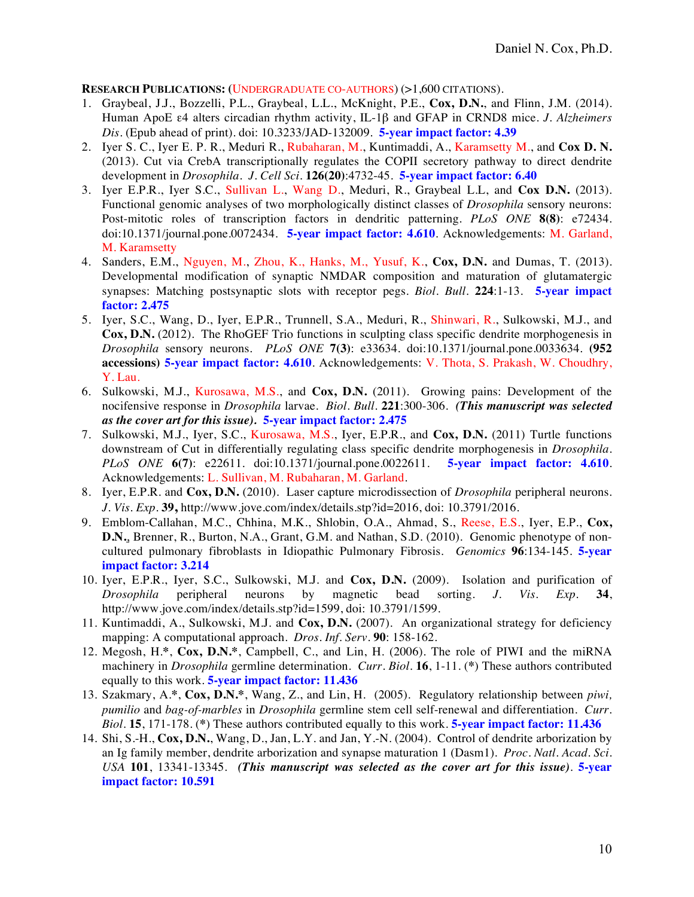**RESEARCH PUBLICATIONS:** (UNDERGRADUATE CO-AUTHORS) (>1,600 CITATIONS).

1. Graybeal, J.J., Bozzelli, P.L., Graybeal, L.L., McKnight, P.E., **Cox, D.N.**, and Flinn, J.M. (2014). Human ApoE ε4 alters circadian rhythm activity, IL-1β and GFAP in CRND8 mice. *J. Alzheimers Dis*. (Epub ahead of print). doi: 10.3233/JAD-132009. **5-year impact factor: 4.39**
2. Iyer S. C., Iyer E. P. R., Meduri R., Rubaharan, M., Kuntimaddi, A., Karamsetty M., and **Cox D. N.** (2013). Cut via CrebA transcriptionally regulates the COPII secretory pathway to direct dendrite development in *Drosophila*. *J. Cell Sci*. **126(20)**:4732-45. **5-year impact factor: 6.40**
3. Iyer E.P.R., Iyer S.C., Sullivan L., Wang D., Meduri, R., Graybeal L.L, and **Cox D.N.** (2013). Functional genomic analyses of two morphologically distinct classes of *Drosophila* sensory neurons: Post-mitotic roles of transcription factors in dendritic patterning. *PLoS ONE* **8(8)**: e72434. doi:10.1371/journal.pone.0072434. **5-year impact factor: 4.610**. Acknowledgements: M. Garland, M. Karamsetty
4. Sanders, E.M., Nguyen, M., Zhou, K., Hanks, M., Yusuf, K., **Cox, D.N.** and Dumas, T. (2013). Developmental modification of synaptic NMDAR composition and maturation of glutamatergic synapses: Matching postsynaptic slots with receptor pegs. *Biol. Bull*. **224**:1-13. **5-year impact factor: 2.475**
5. Iyer, S.C., Wang, D., Iyer, E.P.R., Trunnell, S.A., Meduri, R., Shinwari, R., Sulkowski, M.J., and **Cox, D.N.** (2012). The RhoGEF Trio functions in sculpting class specific dendrite morphogenesis in *Drosophila* sensory neurons. *PLoS ONE* **7(3)**: e33634. doi:10.1371/journal.pone.0033634. **(952 accessions) 5-year impact factor: 4.610**. Acknowledgements: V. Thota, S. Prakash, W. Choudhry, Y. Lau.
6. Sulkowski, M.J., Kurosawa, M.S., and **Cox, D.N.** (2011). Growing pains: Development of the nocifensive response in *Drosophila* larvae. *Biol. Bull*. **221**:300-306. ***(This manuscript was selected as the cover art for this issue).*** **5-year impact factor: 2.475**
7. Sulkowski, M.J., Iyer, S.C., Kurosawa, M.S., Iyer, E.P.R., and **Cox, D.N.** (2011) Turtle functions downstream of Cut in differentially regulating class specific dendrite morphogenesis in *Drosophila*. *PLoS ONE* **6(7)**: e22611. doi:10.1371/journal.pone.0022611. **5-year impact factor: 4.610**. Acknowledgements: L. Sullivan, M. Rubaharan, M. Garland.
8. Iyer, E.P.R. and **Cox, D.N.** (2010). Laser capture microdissection of *Drosophila* peripheral neurons. *J. Vis. Exp*. **39,** http://www.jove.com/index/details.stp?id=2016, doi: 10.3791/2016.
9. Emblom-Callahan, M.C., Chhina, M.K., Shlobin, O.A., Ahmad, S., Reese, E.S., Iyer, E.P., **Cox, D.N.**, Brenner, R., Burton, N.A., Grant, G.M. and Nathan, S.D. (2010). Genomic phenotype of non-cultured pulmonary fibroblasts in Idiopathic Pulmonary Fibrosis. *Genomics* **96**:134-145. **5-year impact factor: 3.214**
10. Iyer, E.P.R., Iyer, S.C., Sulkowski, M.J. and **Cox, D.N.** (2009). Isolation and purification of *Drosophila* peripheral neurons by magnetic bead sorting. *J. Vis. Exp*. **34**, http://www.jove.com/index/details.stp?id=1599, doi: 10.3791/1599.
11. Kuntimaddi, A., Sulkowski, M.J. and **Cox, D.N.** (2007). An organizational strategy for deficiency mapping: A computational approach. *Dros. Inf. Serv*. **90**: 158-162.
12. Megosh, H.**\***, **Cox, D.N.\***, Campbell, C., and Lin, H. (2006). The role of PIWI and the miRNA machinery in *Drosophila* germline determination. *Curr. Biol*. **16**, 1-11. (**\***) These authors contributed equally to this work. **5-year impact factor: 11.436**
13. Szakmary, A.**\***, **Cox, D.N.\***, Wang, Z., and Lin, H. (2005). Regulatory relationship between *piwi, pumilio* and *bag-of-marbles* in *Drosophila* germline stem cell self-renewal and differentiation. *Curr. Biol*. **15**, 171-178. (**\***) These authors contributed equally to this work. **5-year impact factor: 11.436**
14. Shi, S.-H., **Cox, D.N.**, Wang, D., Jan, L.Y. and Jan, Y.-N. (2004). Control of dendrite arborization by an Ig family member, dendrite arborization and synapse maturation 1 (Dasm1). *Proc. Natl. Acad. Sci. USA* **101**, 13341-13345. ***(This manuscript was selected as the cover art for this issue)***. **5-year impact factor: 10.591**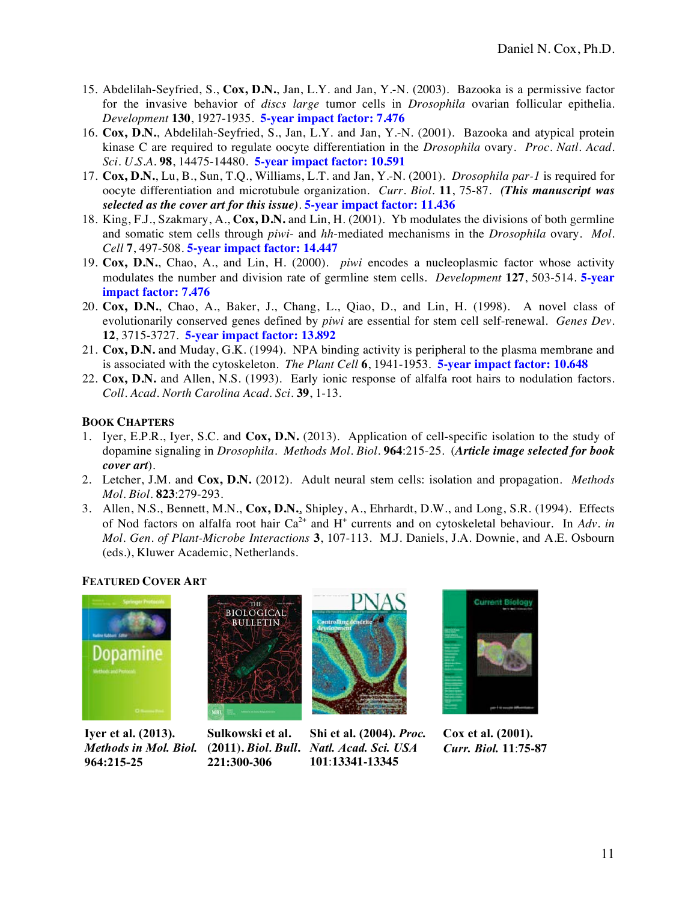15. Abdelilah-Seyfried, S., **Cox, D.N.**, Jan, L.Y. and Jan, Y.-N. (2003). Bazooka is a permissive factor for the invasive behavior of *discs large* tumor cells in *Drosophila* ovarian follicular epithelia. *Development* **130**, 1927-1935. **5-year impact factor: 7.476**
16. **Cox, D.N.**, Abdelilah-Seyfried, S., Jan, L.Y. and Jan, Y.-N. (2001). Bazooka and atypical protein kinase C are required to regulate oocyte differentiation in the *Drosophila* ovary. *Proc. Natl. Acad. Sci. U.S.A.* **98**, 14475-14480. **5-year impact factor: 10.591**
17. **Cox, D.N.**, Lu, B., Sun, T.Q., Williams, L.T. and Jan, Y.-N. (2001). *Drosophila par-1* is required for oocyte differentiation and microtubule organization. *Curr. Biol.* **11**, 75-87. ***(This manuscript was selected as the cover art for this issue)***. **5-year impact factor: 11.436**
18. King, F.J., Szakmary, A., **Cox, D.N.** and Lin, H. (2001). Yb modulates the divisions of both germline and somatic stem cells through *piwi-* and *hh*-mediated mechanisms in the *Drosophila* ovary. *Mol. Cell* **7**, 497-508. **5-year impact factor: 14.447**
19. **Cox, D.N.**, Chao, A., and Lin, H. (2000). *piwi* encodes a nucleoplasmic factor whose activity modulates the number and division rate of germline stem cells. *Development* **127**, 503-514. **5-year impact factor: 7.476**
20. **Cox, D.N.**, Chao, A., Baker, J., Chang, L., Qiao, D., and Lin, H. (1998). A novel class of evolutionarily conserved genes defined by *piwi* are essential for stem cell self-renewal. *Genes Dev.* **12**, 3715-3727. **5-year impact factor: 13.892**
21. **Cox, D.N.** and Muday, G.K. (1994). NPA binding activity is peripheral to the plasma membrane and is associated with the cytoskeleton. *The Plant Cell* **6**, 1941-1953. **5-year impact factor: 10.648**
22. **Cox, D.N.** and Allen, N.S. (1993). Early ionic response of alfalfa root hairs to nodulation factors. *Coll. Acad. North Carolina Acad. Sci.* **39**, 1-13.

## Book Chapters

1. Iyer, E.P.R., Iyer, S.C. and **Cox, D.N.** (2013). Application of cell-specific isolation to the study of dopamine signaling in *Drosophila*. *Methods Mol. Biol.* **964**:215-25. (***Article image selected for book cover art***).
2. Letcher, J.M. and **Cox, D.N.** (2012). Adult neural stem cells: isolation and propagation. *Methods Mol. Biol.* **823**:279-293.
3. Allen, N.S., Bennett, M.N., **Cox, D.N.**, Shipley, A., Ehrhardt, D.W., and Long, S.R. (1994). Effects of Nod factors on alfalfa root hair $Ca^{2+}$ and $H^{+}$ currents and on cytoskeletal behaviour. In *Adv. in Mol. Gen. of Plant-Microbe Interactions* **3**, 107-113. M.J. Daniels, J.A. Downie, and A.E. Osbourn (eds.), Kluwer Academic, Netherlands.

## Featured Cover Art

**Iyer et al. (2013). *Methods in Mol. Biol.* 964:215-25**

**Sulkowski et al. (2011). *Biol. Bull.* 221:300-306**

**Shi et al. (2004). *Proc. Natl. Acad. Sci. USA* 101:13341-13345**

**Cox et al. (2001). *Curr. Biol.* 11:75-87**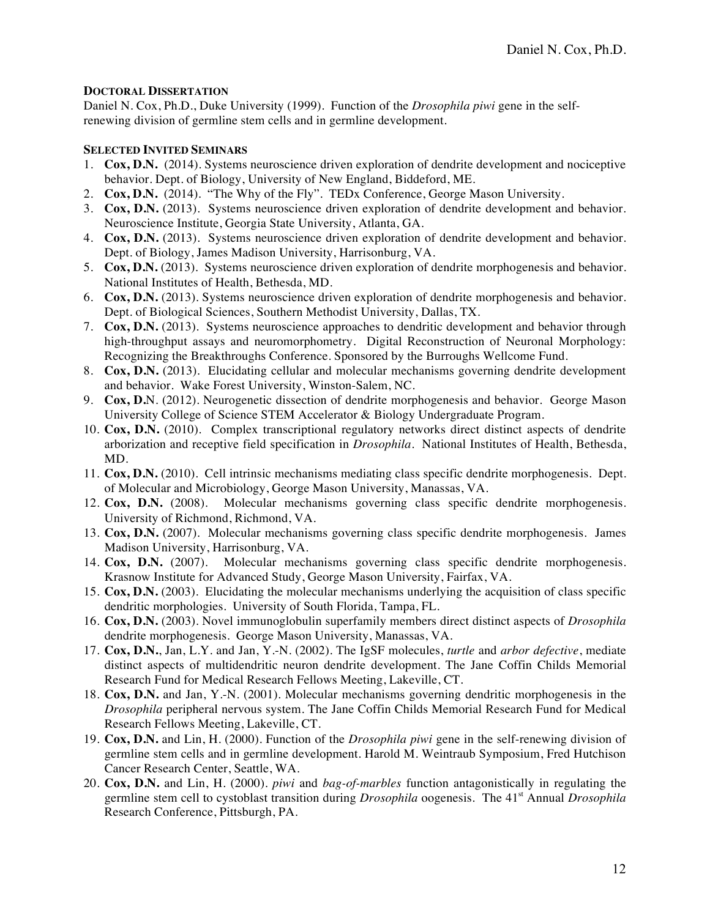## Doctoral Dissertation

Daniel N. Cox, Ph.D., Duke University (1999). Function of the *Drosophila piwi* gene in the self-renewing division of germline stem cells and in germline development.

## Selected Invited Seminars

1. **Cox, D.N.** (2014). Systems neuroscience driven exploration of dendrite development and nociceptive behavior. Dept. of Biology, University of New England, Biddeford, ME.
2. **Cox, D.N.** (2014). "The Why of the Fly". TEDx Conference, George Mason University.
3. **Cox, D.N.** (2013). Systems neuroscience driven exploration of dendrite development and behavior. Neuroscience Institute, Georgia State University, Atlanta, GA.
4. **Cox, D.N.** (2013). Systems neuroscience driven exploration of dendrite development and behavior. Dept. of Biology, James Madison University, Harrisonburg, VA.
5. **Cox, D.N.** (2013). Systems neuroscience driven exploration of dendrite morphogenesis and behavior. National Institutes of Health, Bethesda, MD.
6. **Cox, D.N.** (2013). Systems neuroscience driven exploration of dendrite morphogenesis and behavior. Dept. of Biological Sciences, Southern Methodist University, Dallas, TX.
7. **Cox, D.N.** (2013). Systems neuroscience approaches to dendritic development and behavior through high-throughput assays and neuromorphometry. Digital Reconstruction of Neuronal Morphology: Recognizing the Breakthroughs Conference. Sponsored by the Burroughs Wellcome Fund.
8. **Cox, D.N.** (2013). Elucidating cellular and molecular mechanisms governing dendrite development and behavior. Wake Forest University, Winston-Salem, NC.
9. **Cox, D.N.** (2012). Neurogenetic dissection of dendrite morphogenesis and behavior. George Mason University College of Science STEM Accelerator & Biology Undergraduate Program.
10. **Cox, D.N.** (2010). Complex transcriptional regulatory networks direct distinct aspects of dendrite arborization and receptive field specification in *Drosophila*. National Institutes of Health, Bethesda, MD.
11. **Cox, D.N.** (2010). Cell intrinsic mechanisms mediating class specific dendrite morphogenesis. Dept. of Molecular and Microbiology, George Mason University, Manassas, VA.
12. **Cox, D.N.** (2008). Molecular mechanisms governing class specific dendrite morphogenesis. University of Richmond, Richmond, VA.
13. **Cox, D.N.** (2007). Molecular mechanisms governing class specific dendrite morphogenesis. James Madison University, Harrisonburg, VA.
14. **Cox, D.N.** (2007). Molecular mechanisms governing class specific dendrite morphogenesis. Krasnow Institute for Advanced Study, George Mason University, Fairfax, VA.
15. **Cox, D.N.** (2003). Elucidating the molecular mechanisms underlying the acquisition of class specific dendritic morphologies. University of South Florida, Tampa, FL.
16. **Cox, D.N.** (2003). Novel immunoglobulin superfamily members direct distinct aspects of *Drosophila* dendrite morphogenesis. George Mason University, Manassas, VA.
17. **Cox, D.N.**, Jan, L.Y. and Jan, Y.-N. (2002). The IgSF molecules, *turtle* and *arbor defective*, mediate distinct aspects of multidendritic neuron dendrite development. The Jane Coffin Childs Memorial Research Fund for Medical Research Fellows Meeting, Lakeville, CT.
18. **Cox, D.N.** and Jan, Y.-N. (2001). Molecular mechanisms governing dendritic morphogenesis in the *Drosophila* peripheral nervous system. The Jane Coffin Childs Memorial Research Fund for Medical Research Fellows Meeting, Lakeville, CT.
19. **Cox, D.N.** and Lin, H. (2000). Function of the *Drosophila piwi* gene in the self-renewing division of germline stem cells and in germline development. Harold M. Weintraub Symposium, Fred Hutchison Cancer Research Center, Seattle, WA.
20. **Cox, D.N.** and Lin, H. (2000). *piwi* and *bag-of-marbles* function antagonistically in regulating the germline stem cell to cystoblast transition during *Drosophila* oogenesis. The 41st Annual *Drosophila* Research Conference, Pittsburgh, PA.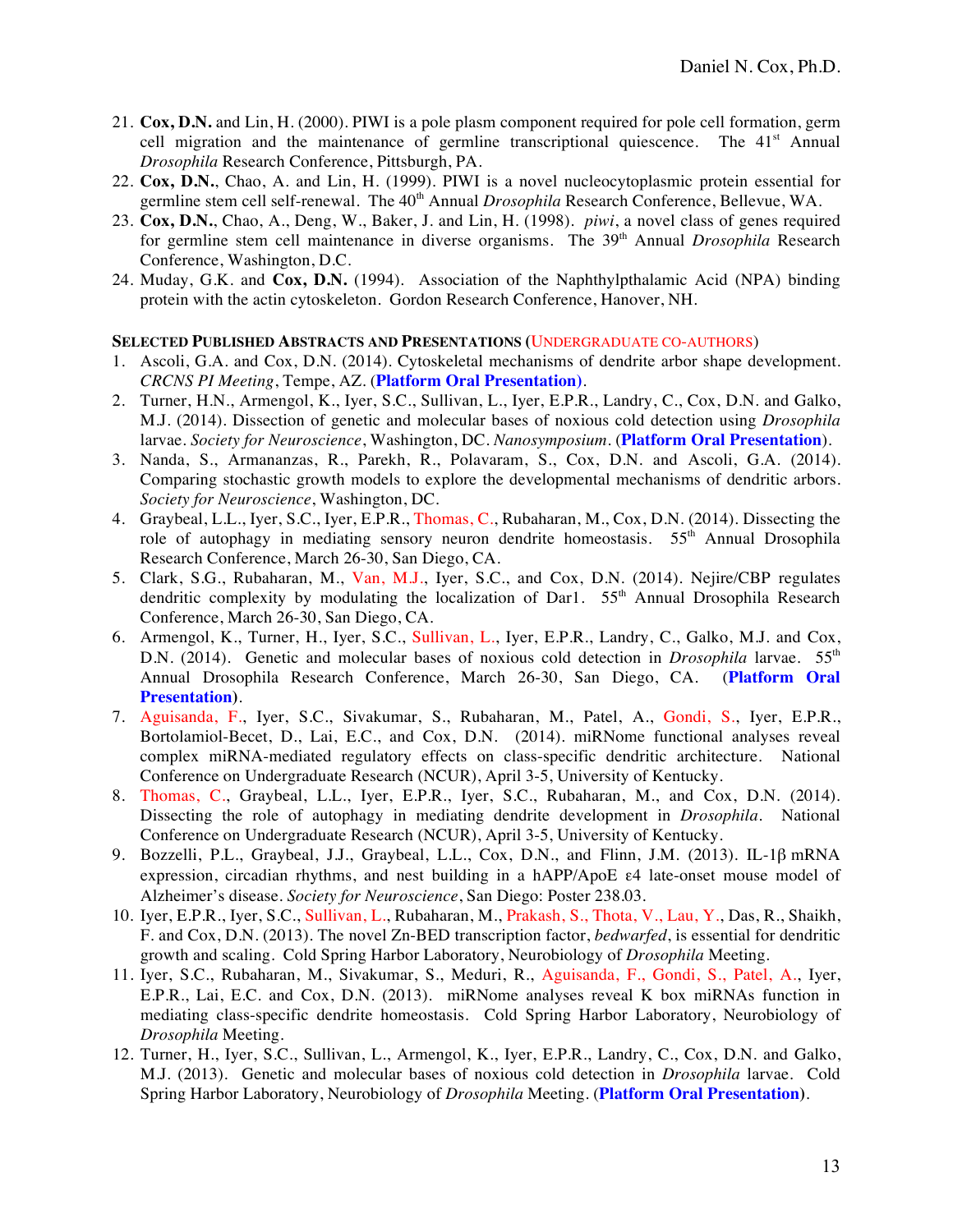21. **Cox, D.N.** and Lin, H. (2000). PIWI is a pole plasm component required for pole cell formation, germ cell migration and the maintenance of germline transcriptional quiescence. The 41st Annual *Drosophila* Research Conference, Pittsburgh, PA.
22. **Cox, D.N.**, Chao, A. and Lin, H. (1999). PIWI is a novel nucleocytoplasmic protein essential for germline stem cell self-renewal. The 40th Annual *Drosophila* Research Conference, Bellevue, WA.
23. **Cox, D.N.**, Chao, A., Deng, W., Baker, J. and Lin, H. (1998). *piwi*, a novel class of genes required for germline stem cell maintenance in diverse organisms. The 39th Annual *Drosophila* Research Conference, Washington, D.C.
24. Muday, G.K. and **Cox, D.N.** (1994). Association of the Naphthylpthalamic Acid (NPA) binding protein with the actin cytoskeleton. Gordon Research Conference, Hanover, NH.

**SELECTED PUBLISHED ABSTRACTS AND PRESENTATIONS** (UNDERGRADUATE CO-AUTHORS)

1. Ascoli, G.A. and Cox, D.N. (2014). Cytoskeletal mechanisms of dendrite arbor shape development. *CRCNS PI Meeting*, Tempe, AZ. (**Platform Oral Presentation)**.
2. Turner, H.N., Armengol, K., Iyer, S.C., Sullivan, L., Iyer, E.P.R., Landry, C., Cox, D.N. and Galko, M.J. (2014). Dissection of genetic and molecular bases of noxious cold detection using *Drosophila* larvae. *Society for Neuroscience*, Washington, DC. *Nanosymposium*. (**Platform Oral Presentation**).
3. Nanda, S., Armananzas, R., Parekh, R., Polavaram, S., Cox, D.N. and Ascoli, G.A. (2014). Comparing stochastic growth models to explore the developmental mechanisms of dendritic arbors. *Society for Neuroscience*, Washington, DC.
4. Graybeal, L.L., Iyer, S.C., Iyer, E.P.R., Thomas, C., Rubaharan, M., Cox, D.N. (2014). Dissecting the role of autophagy in mediating sensory neuron dendrite homeostasis. 55th Annual Drosophila Research Conference, March 26-30, San Diego, CA.
5. Clark, S.G., Rubaharan, M., Van, M.J., Iyer, S.C., and Cox, D.N. (2014). Nejire/CBP regulates dendritic complexity by modulating the localization of Dar1. 55th Annual Drosophila Research Conference, March 26-30, San Diego, CA.
6. Armengol, K., Turner, H., Iyer, S.C., Sullivan, L., Iyer, E.P.R., Landry, C., Galko, M.J. and Cox, D.N. (2014). Genetic and molecular bases of noxious cold detection in *Drosophila* larvae. 55th Annual Drosophila Research Conference, March 26-30, San Diego, CA. (**Platform Oral Presentation**).
7. Aguisanda, F., Iyer, S.C., Sivakumar, S., Rubaharan, M., Patel, A., Gondi, S., Iyer, E.P.R., Bortolamiol-Becet, D., Lai, E.C., and Cox, D.N. (2014). miRNome functional analyses reveal complex miRNA-mediated regulatory effects on class-specific dendritic architecture. National Conference on Undergraduate Research (NCUR), April 3-5, University of Kentucky.
8. Thomas, C., Graybeal, L.L., Iyer, E.P.R., Iyer, S.C., Rubaharan, M., and Cox, D.N. (2014). Dissecting the role of autophagy in mediating dendrite development in *Drosophila*. National Conference on Undergraduate Research (NCUR), April 3-5, University of Kentucky.
9. Bozzelli, P.L., Graybeal, J.J., Graybeal, L.L., Cox, D.N., and Flinn, J.M. (2013). IL-1β mRNA expression, circadian rhythms, and nest building in a hAPP/ApoE ε4 late-onset mouse model of Alzheimer's disease. *Society for Neuroscience*, San Diego: Poster 238.03.
10. Iyer, E.P.R., Iyer, S.C., Sullivan, L., Rubaharan, M., Prakash, S., Thota, V., Lau, Y., Das, R., Shaikh, F. and Cox, D.N. (2013). The novel Zn-BED transcription factor, *bedwarfed*, is essential for dendritic growth and scaling. Cold Spring Harbor Laboratory, Neurobiology of *Drosophila* Meeting.
11. Iyer, S.C., Rubaharan, M., Sivakumar, S., Meduri, R., Aguisanda, F., Gondi, S., Patel, A., Iyer, E.P.R., Lai, E.C. and Cox, D.N. (2013). miRNome analyses reveal K box miRNAs function in mediating class-specific dendrite homeostasis. Cold Spring Harbor Laboratory, Neurobiology of *Drosophila* Meeting.
12. Turner, H., Iyer, S.C., Sullivan, L., Armengol, K., Iyer, E.P.R., Landry, C., Cox, D.N. and Galko, M.J. (2013). Genetic and molecular bases of noxious cold detection in *Drosophila* larvae. Cold Spring Harbor Laboratory, Neurobiology of *Drosophila* Meeting. (**Platform Oral Presentation**).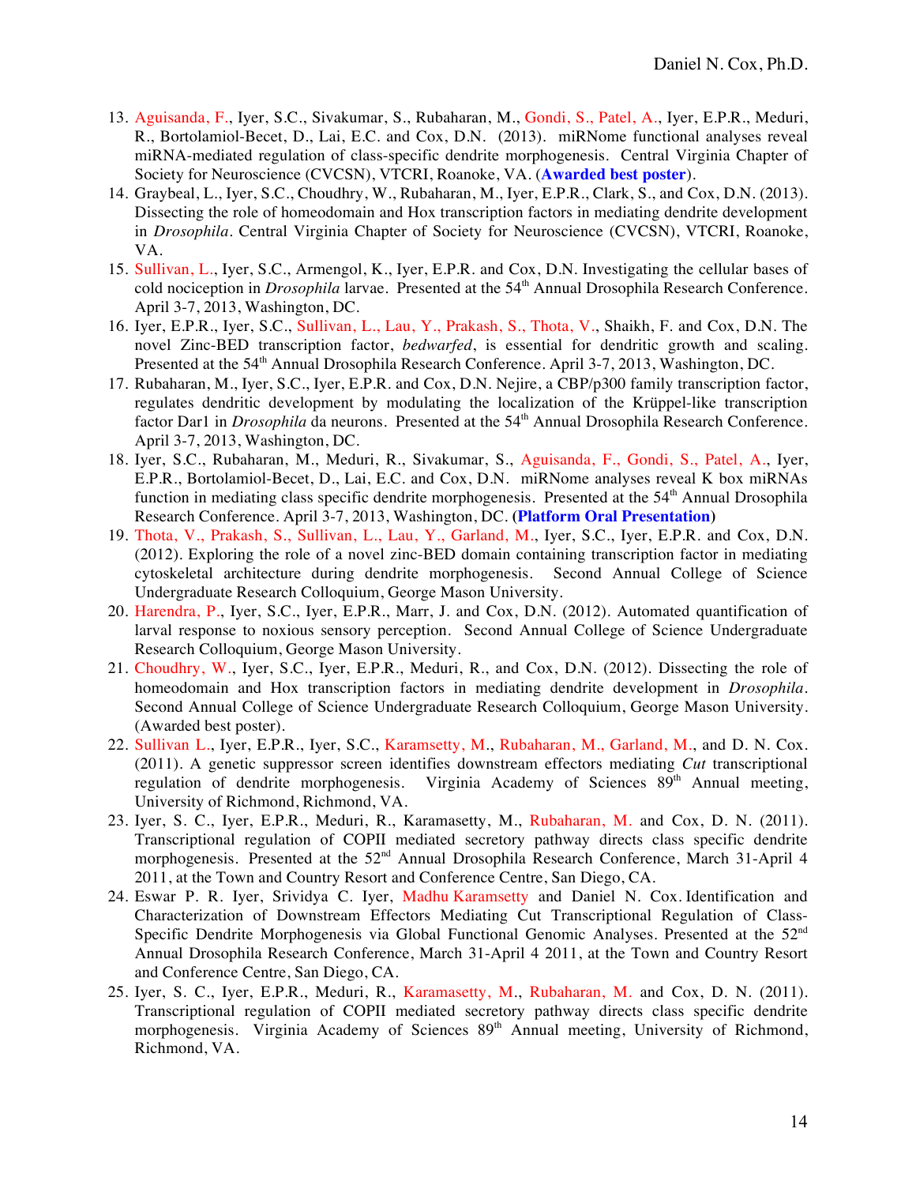13. Aguisanda, F., Iyer, S.C., Sivakumar, S., Rubaharan, M., Gondi, S., Patel, A., Iyer, E.P.R., Meduri, R., Bortolamiol-Becet, D., Lai, E.C. and Cox, D.N. (2013). miRNome functional analyses reveal miRNA-mediated regulation of class-specific dendrite morphogenesis. Central Virginia Chapter of Society for Neuroscience (CVCSN), VTCRI, Roanoke, VA. (**Awarded best poster**).
14. Graybeal, L., Iyer, S.C., Choudhry, W., Rubaharan, M., Iyer, E.P.R., Clark, S., and Cox, D.N. (2013). Dissecting the role of homeodomain and Hox transcription factors in mediating dendrite development in *Drosophila*. Central Virginia Chapter of Society for Neuroscience (CVCSN), VTCRI, Roanoke, VA.
15. Sullivan, L., Iyer, S.C., Armengol, K., Iyer, E.P.R. and Cox, D.N. Investigating the cellular bases of cold nociception in *Drosophila* larvae. Presented at the 54th Annual Drosophila Research Conference. April 3-7, 2013, Washington, DC.
16. Iyer, E.P.R., Iyer, S.C., Sullivan, L., Lau, Y., Prakash, S., Thota, V., Shaikh, F. and Cox, D.N. The novel Zinc-BED transcription factor, *bedwarfed*, is essential for dendritic growth and scaling. Presented at the 54th Annual Drosophila Research Conference. April 3-7, 2013, Washington, DC.
17. Rubaharan, M., Iyer, S.C., Iyer, E.P.R. and Cox, D.N. Nejire, a CBP/p300 family transcription factor, regulates dendritic development by modulating the localization of the Krüppel-like transcription factor Dar1 in *Drosophila* da neurons. Presented at the 54th Annual Drosophila Research Conference. April 3-7, 2013, Washington, DC.
18. Iyer, S.C., Rubaharan, M., Meduri, R., Sivakumar, S., Aguisanda, F., Gondi, S., Patel, A., Iyer, E.P.R., Bortolamiol-Becet, D., Lai, E.C. and Cox, D.N. miRNome analyses reveal K box miRNAs function in mediating class specific dendrite morphogenesis. Presented at the 54th Annual Drosophila Research Conference. April 3-7, 2013, Washington, DC. **(Platform Oral Presentation)**
19. Thota, V., Prakash, S., Sullivan, L., Lau, Y., Garland, M., Iyer, S.C., Iyer, E.P.R. and Cox, D.N. (2012). Exploring the role of a novel zinc-BED domain containing transcription factor in mediating cytoskeletal architecture during dendrite morphogenesis. Second Annual College of Science Undergraduate Research Colloquium, George Mason University.
20. Harendra, P., Iyer, S.C., Iyer, E.P.R., Marr, J. and Cox, D.N. (2012). Automated quantification of larval response to noxious sensory perception. Second Annual College of Science Undergraduate Research Colloquium, George Mason University.
21. Choudhry, W., Iyer, S.C., Iyer, E.P.R., Meduri, R., and Cox, D.N. (2012). Dissecting the role of homeodomain and Hox transcription factors in mediating dendrite development in *Drosophila*. Second Annual College of Science Undergraduate Research Colloquium, George Mason University. (Awarded best poster).
22. Sullivan L., Iyer, E.P.R., Iyer, S.C., Karamsetty, M., Rubaharan, M., Garland, M., and D. N. Cox. (2011). A genetic suppressor screen identifies downstream effectors mediating *Cut* transcriptional regulation of dendrite morphogenesis. Virginia Academy of Sciences 89th Annual meeting, University of Richmond, Richmond, VA.
23. Iyer, S. C., Iyer, E.P.R., Meduri, R., Karamasetty, M., Rubaharan, M. and Cox, D. N. (2011). Transcriptional regulation of COPII mediated secretory pathway directs class specific dendrite morphogenesis. Presented at the 52nd Annual Drosophila Research Conference, March 31-April 4 2011, at the Town and Country Resort and Conference Centre, San Diego, CA.
24. Eswar P. R. Iyer, Srividya C. Iyer, Madhu Karamsetty and Daniel N. Cox. Identification and Characterization of Downstream Effectors Mediating Cut Transcriptional Regulation of Class-Specific Dendrite Morphogenesis via Global Functional Genomic Analyses. Presented at the 52nd Annual Drosophila Research Conference, March 31-April 4 2011, at the Town and Country Resort and Conference Centre, San Diego, CA.
25. Iyer, S. C., Iyer, E.P.R., Meduri, R., Karamasetty, M., Rubaharan, M. and Cox, D. N. (2011). Transcriptional regulation of COPII mediated secretory pathway directs class specific dendrite morphogenesis. Virginia Academy of Sciences 89th Annual meeting, University of Richmond, Richmond, VA.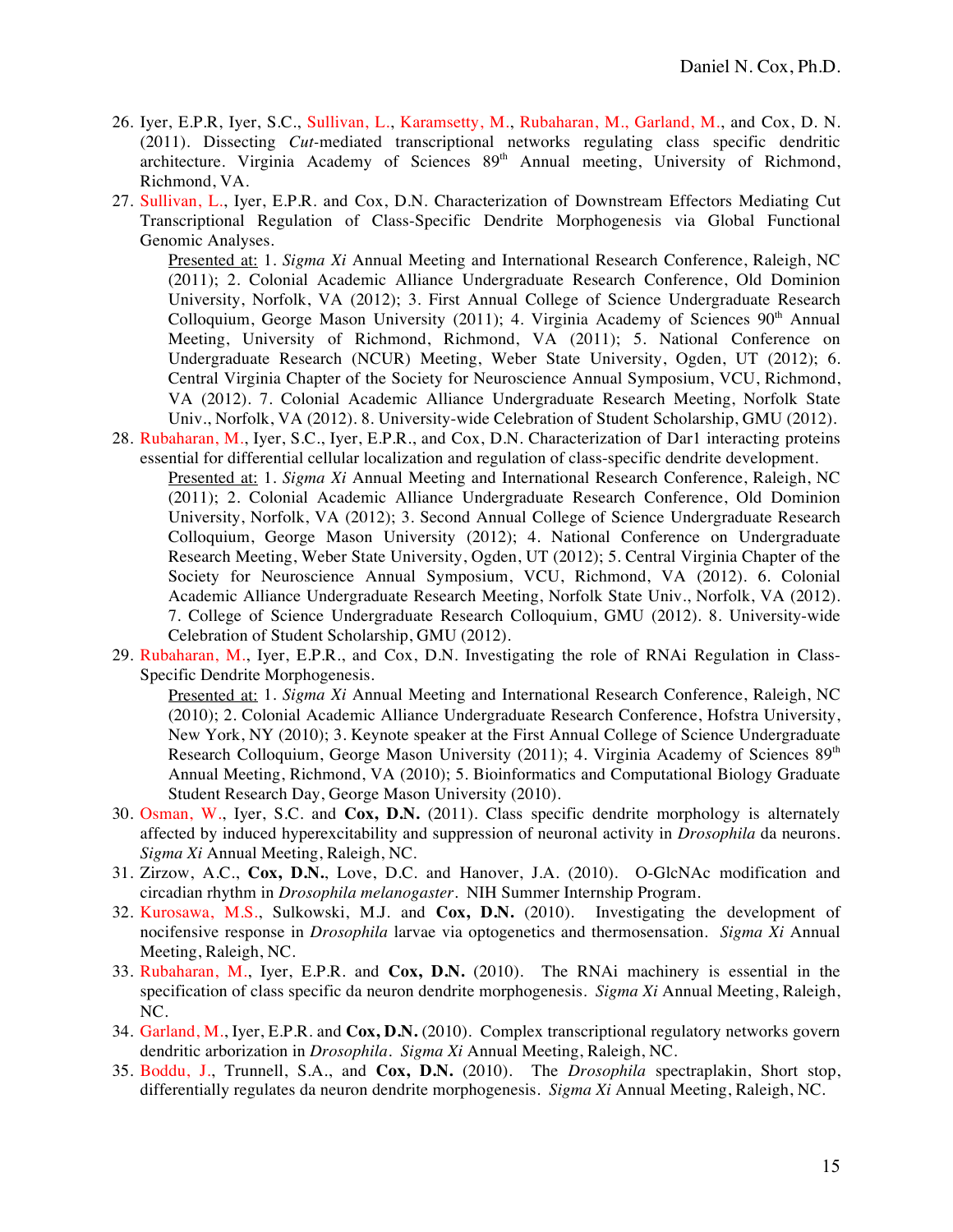26. Iyer, E.P.R, Iyer, S.C., Sullivan, L., Karamsetty, M., Rubaharan, M., Garland, M., and Cox, D. N. (2011). Dissecting *Cut*-mediated transcriptional networks regulating class specific dendritic architecture. Virginia Academy of Sciences 89th Annual meeting, University of Richmond, Richmond, VA.
27. Sullivan, L., Iyer, E.P.R. and Cox, D.N. Characterization of Downstream Effectors Mediating Cut Transcriptional Regulation of Class-Specific Dendrite Morphogenesis via Global Functional Genomic Analyses.
    Presented at: 1. *Sigma Xi* Annual Meeting and International Research Conference, Raleigh, NC (2011); 2. Colonial Academic Alliance Undergraduate Research Conference, Old Dominion University, Norfolk, VA (2012); 3. First Annual College of Science Undergraduate Research Colloquium, George Mason University (2011); 4. Virginia Academy of Sciences 90th Annual Meeting, University of Richmond, Richmond, VA (2011); 5. National Conference on Undergraduate Research (NCUR) Meeting, Weber State University, Ogden, UT (2012); 6. Central Virginia Chapter of the Society for Neuroscience Annual Symposium, VCU, Richmond, VA (2012). 7. Colonial Academic Alliance Undergraduate Research Meeting, Norfolk State Univ., Norfolk, VA (2012). 8. University-wide Celebration of Student Scholarship, GMU (2012).
28. Rubaharan, M., Iyer, S.C., Iyer, E.P.R., and Cox, D.N. Characterization of Dar1 interacting proteins essential for differential cellular localization and regulation of class-specific dendrite development.
    Presented at: 1. *Sigma Xi* Annual Meeting and International Research Conference, Raleigh, NC (2011); 2. Colonial Academic Alliance Undergraduate Research Conference, Old Dominion University, Norfolk, VA (2012); 3. Second Annual College of Science Undergraduate Research Colloquium, George Mason University (2012); 4. National Conference on Undergraduate Research Meeting, Weber State University, Ogden, UT (2012); 5. Central Virginia Chapter of the Society for Neuroscience Annual Symposium, VCU, Richmond, VA (2012). 6. Colonial Academic Alliance Undergraduate Research Meeting, Norfolk State Univ., Norfolk, VA (2012). 7. College of Science Undergraduate Research Colloquium, GMU (2012). 8. University-wide Celebration of Student Scholarship, GMU (2012).
29. Rubaharan, M., Iyer, E.P.R., and Cox, D.N. Investigating the role of RNAi Regulation in Class-Specific Dendrite Morphogenesis.
    Presented at: 1. *Sigma Xi* Annual Meeting and International Research Conference, Raleigh, NC (2010); 2. Colonial Academic Alliance Undergraduate Research Conference, Hofstra University, New York, NY (2010); 3. Keynote speaker at the First Annual College of Science Undergraduate Research Colloquium, George Mason University (2011); 4. Virginia Academy of Sciences 89th Annual Meeting, Richmond, VA (2010); 5. Bioinformatics and Computational Biology Graduate Student Research Day, George Mason University (2010).
30. Osman, W., Iyer, S.C. and **Cox, D.N.** (2011). Class specific dendrite morphology is alternately affected by induced hyperexcitability and suppression of neuronal activity in *Drosophila* da neurons. *Sigma Xi* Annual Meeting, Raleigh, NC.
31. Zirzow, A.C., **Cox, D.N.**, Love, D.C. and Hanover, J.A. (2010). O-GlcNAc modification and circadian rhythm in *Drosophila melanogaster*. NIH Summer Internship Program.
32. Kurosawa, M.S., Sulkowski, M.J. and **Cox, D.N.** (2010). Investigating the development of nocifensive response in *Drosophila* larvae via optogenetics and thermosensation. *Sigma Xi* Annual Meeting, Raleigh, NC.
33. Rubaharan, M., Iyer, E.P.R. and **Cox, D.N.** (2010). The RNAi machinery is essential in the specification of class specific da neuron dendrite morphogenesis. *Sigma Xi* Annual Meeting, Raleigh, NC.
34. Garland, M., Iyer, E.P.R. and **Cox, D.N.** (2010). Complex transcriptional regulatory networks govern dendritic arborization in *Drosophila*. *Sigma Xi* Annual Meeting, Raleigh, NC.
35. Boddu, J., Trunnell, S.A., and **Cox, D.N.** (2010). The *Drosophila* spectraplakin, Short stop, differentially regulates da neuron dendrite morphogenesis. *Sigma Xi* Annual Meeting, Raleigh, NC.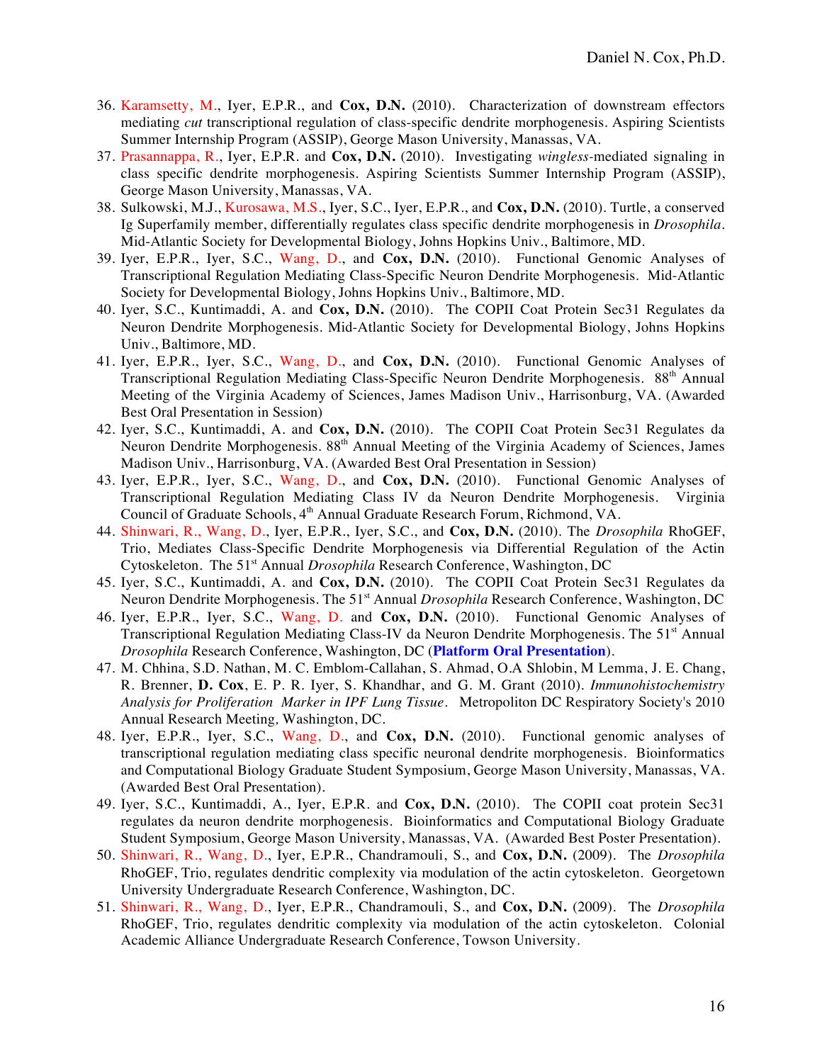36. Karamsetty, M., Iyer, E.P.R., and **Cox, D.N.** (2010). Characterization of downstream effectors mediating *cut* transcriptional regulation of class-specific dendrite morphogenesis. Aspiring Scientists Summer Internship Program (ASSIP), George Mason University, Manassas, VA.
37. Prasannappa, R., Iyer, E.P.R. and **Cox, D.N.** (2010). Investigating *wingless*-mediated signaling in class specific dendrite morphogenesis. Aspiring Scientists Summer Internship Program (ASSIP), George Mason University, Manassas, VA.
38. Sulkowski, M.J., Kurosawa, M.S., Iyer, S.C., Iyer, E.P.R., and **Cox, D.N.** (2010). Turtle, a conserved Ig Superfamily member, differentially regulates class specific dendrite morphogenesis in *Drosophila*. Mid-Atlantic Society for Developmental Biology, Johns Hopkins Univ., Baltimore, MD.
39. Iyer, E.P.R., Iyer, S.C., Wang, D., and **Cox, D.N.** (2010). Functional Genomic Analyses of Transcriptional Regulation Mediating Class-Specific Neuron Dendrite Morphogenesis. Mid-Atlantic Society for Developmental Biology, Johns Hopkins Univ., Baltimore, MD.
40. Iyer, S.C., Kuntimaddi, A. and **Cox, D.N.** (2010). The COPII Coat Protein Sec31 Regulates da Neuron Dendrite Morphogenesis. Mid-Atlantic Society for Developmental Biology, Johns Hopkins Univ., Baltimore, MD.
41. Iyer, E.P.R., Iyer, S.C., Wang, D., and **Cox, D.N.** (2010). Functional Genomic Analyses of Transcriptional Regulation Mediating Class-Specific Neuron Dendrite Morphogenesis. 88th Annual Meeting of the Virginia Academy of Sciences, James Madison Univ., Harrisonburg, VA. (Awarded Best Oral Presentation in Session)
42. Iyer, S.C., Kuntimaddi, A. and **Cox, D.N.** (2010). The COPII Coat Protein Sec31 Regulates da Neuron Dendrite Morphogenesis. 88th Annual Meeting of the Virginia Academy of Sciences, James Madison Univ., Harrisonburg, VA. (Awarded Best Oral Presentation in Session)
43. Iyer, E.P.R., Iyer, S.C., Wang, D., and **Cox, D.N.** (2010). Functional Genomic Analyses of Transcriptional Regulation Mediating Class IV da Neuron Dendrite Morphogenesis. Virginia Council of Graduate Schools, 4th Annual Graduate Research Forum, Richmond, VA.
44. Shinwari, R., Wang, D., Iyer, E.P.R., Iyer, S.C., and **Cox, D.N.** (2010). The *Drosophila* RhoGEF, Trio, Mediates Class-Specific Dendrite Morphogenesis via Differential Regulation of the Actin Cytoskeleton. The 51st Annual *Drosophila* Research Conference, Washington, DC
45. Iyer, S.C., Kuntimaddi, A. and **Cox, D.N.** (2010). The COPII Coat Protein Sec31 Regulates da Neuron Dendrite Morphogenesis. The 51st Annual *Drosophila* Research Conference, Washington, DC
46. Iyer, E.P.R., Iyer, S.C., Wang, D. and **Cox, D.N.** (2010). Functional Genomic Analyses of Transcriptional Regulation Mediating Class-IV da Neuron Dendrite Morphogenesis. The 51st Annual *Drosophila* Research Conference, Washington, DC (**Platform Oral Presentation**).
47. M. Chhina, S.D. Nathan, M. C. Emblom-Callahan, S. Ahmad, O.A Shlobin, M Lemma, J. E. Chang, R. Brenner, **D. Cox**, E. P. R. Iyer, S. Khandhar, and G. M. Grant (2010). *Immunohistochemistry Analysis for Proliferation Marker in IPF Lung Tissue*. Metropoliton DC Respiratory Society's 2010 Annual Research Meeting*,* Washington, DC.
48. Iyer, E.P.R., Iyer, S.C., Wang, D., and **Cox, D.N.** (2010). Functional genomic analyses of transcriptional regulation mediating class specific neuronal dendrite morphogenesis. Bioinformatics and Computational Biology Graduate Student Symposium, George Mason University, Manassas, VA. (Awarded Best Oral Presentation).
49. Iyer, S.C., Kuntimaddi, A., Iyer, E.P.R. and **Cox, D.N.** (2010). The COPII coat protein Sec31 regulates da neuron dendrite morphogenesis. Bioinformatics and Computational Biology Graduate Student Symposium, George Mason University, Manassas, VA. (Awarded Best Poster Presentation).
50. Shinwari, R., Wang, D., Iyer, E.P.R., Chandramouli, S., and **Cox, D.N.** (2009). The *Drosophila* RhoGEF, Trio, regulates dendritic complexity via modulation of the actin cytoskeleton. Georgetown University Undergraduate Research Conference, Washington, DC.
51. Shinwari, R., Wang, D., Iyer, E.P.R., Chandramouli, S., and **Cox, D.N.** (2009). The *Drosophila* RhoGEF, Trio, regulates dendritic complexity via modulation of the actin cytoskeleton. Colonial Academic Alliance Undergraduate Research Conference, Towson University.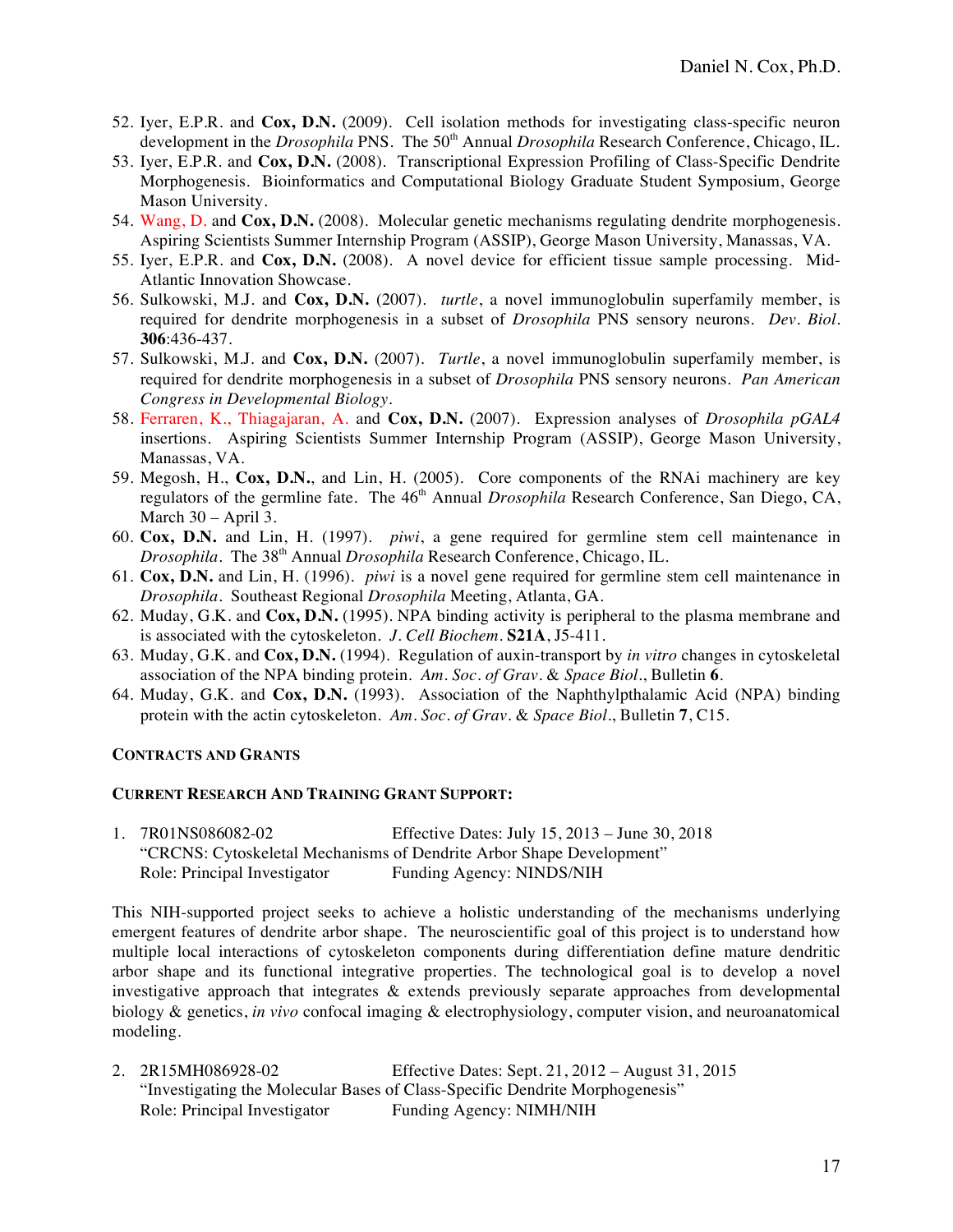52. Iyer, E.P.R. and **Cox, D.N.** (2009). Cell isolation methods for investigating class-specific neuron development in the *Drosophila* PNS. The 50th Annual *Drosophila* Research Conference, Chicago, IL.
53. Iyer, E.P.R. and **Cox, D.N.** (2008). Transcriptional Expression Profiling of Class-Specific Dendrite Morphogenesis. Bioinformatics and Computational Biology Graduate Student Symposium, George Mason University.
54. Wang, D. and **Cox, D.N.** (2008). Molecular genetic mechanisms regulating dendrite morphogenesis. Aspiring Scientists Summer Internship Program (ASSIP), George Mason University, Manassas, VA.
55. Iyer, E.P.R. and **Cox, D.N.** (2008). A novel device for efficient tissue sample processing. Mid-Atlantic Innovation Showcase.
56. Sulkowski, M.J. and **Cox, D.N.** (2007). *turtle*, a novel immunoglobulin superfamily member, is required for dendrite morphogenesis in a subset of *Drosophila* PNS sensory neurons. *Dev. Biol.* **306**:436-437.
57. Sulkowski, M.J. and **Cox, D.N.** (2007). *Turtle*, a novel immunoglobulin superfamily member, is required for dendrite morphogenesis in a subset of *Drosophila* PNS sensory neurons. *Pan American Congress in Developmental Biology*.
58. Ferraren, K., Thiagajaran, A. and **Cox, D.N.** (2007). Expression analyses of *Drosophila pGAL4* insertions. Aspiring Scientists Summer Internship Program (ASSIP), George Mason University, Manassas, VA.
59. Megosh, H., **Cox, D.N.**, and Lin, H. (2005). Core components of the RNAi machinery are key regulators of the germline fate. The 46th Annual *Drosophila* Research Conference, San Diego, CA, March 30 – April 3.
60. **Cox, D.N.** and Lin, H. (1997). *piwi*, a gene required for germline stem cell maintenance in *Drosophila*. The 38th Annual *Drosophila* Research Conference, Chicago, IL.
61. **Cox, D.N.** and Lin, H. (1996). *piwi* is a novel gene required for germline stem cell maintenance in *Drosophila*. Southeast Regional *Drosophila* Meeting, Atlanta, GA.
62. Muday, G.K. and **Cox, D.N.** (1995). NPA binding activity is peripheral to the plasma membrane and is associated with the cytoskeleton. *J. Cell Biochem.* **S21A**, J5-411.
63. Muday, G.K. and **Cox, D.N.** (1994). Regulation of auxin-transport by *in vitro* changes in cytoskeletal association of the NPA binding protein. *Am. Soc. of Grav. & Space Biol.*, Bulletin **6**.
64. Muday, G.K. and **Cox, D.N.** (1993). Association of the Naphthylpthalamic Acid (NPA) binding protein with the actin cytoskeleton. *Am. Soc. of Grav. & Space Biol.*, Bulletin **7**, C15.

## CONTRACTS AND GRANTS

### CURRENT RESEARCH AND TRAINING GRANT SUPPORT:

1. 7R01NS086082-02 Effective Dates: July 15, 2013 – June 30, 2018
   "CRCNS: Cytoskeletal Mechanisms of Dendrite Arbor Shape Development"
   Role: Principal Investigator Funding Agency: NINDS/NIH

This NIH-supported project seeks to achieve a holistic understanding of the mechanisms underlying emergent features of dendrite arbor shape. The neuroscientific goal of this project is to understand how multiple local interactions of cytoskeleton components during differentiation define mature dendritic arbor shape and its functional integrative properties. The technological goal is to develop a novel investigative approach that integrates & extends previously separate approaches from developmental biology & genetics, *in vivo* confocal imaging & electrophysiology, computer vision, and neuroanatomical modeling.

2. 2R15MH086928-02 Effective Dates: Sept. 21, 2012 – August 31, 2015
   "Investigating the Molecular Bases of Class-Specific Dendrite Morphogenesis"
   Role: Principal Investigator Funding Agency: NIMH/NIH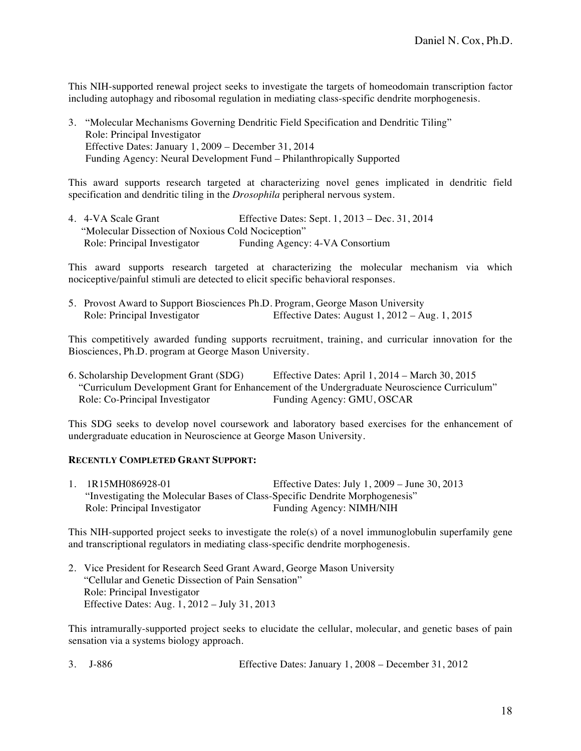This NIH-supported renewal project seeks to investigate the targets of homeodomain transcription factor including autophagy and ribosomal regulation in mediating class-specific dendrite morphogenesis.

3. "Molecular Mechanisms Governing Dendritic Field Specification and Dendritic Tiling"
   Role: Principal Investigator
   Effective Dates: January 1, 2009 – December 31, 2014
   Funding Agency: Neural Development Fund – Philanthropically Supported

This award supports research targeted at characterizing novel genes implicated in dendritic field specification and dendritic tiling in the *Drosophila* peripheral nervous system.

4. 4-VA Scale Grant Effective Dates: Sept. 1, 2013 – Dec. 31, 2014
   "Molecular Dissection of Noxious Cold Nociception"
   Role: Principal Investigator Funding Agency: 4-VA Consortium

This award supports research targeted at characterizing the molecular mechanism via which nociceptive/painful stimuli are detected to elicit specific behavioral responses.

5. Provost Award to Support Biosciences Ph.D. Program, George Mason University
   Role: Principal Investigator Effective Dates: August 1, 2012 – Aug. 1, 2015

This competitively awarded funding supports recruitment, training, and curricular innovation for the Biosciences, Ph.D. program at George Mason University.

6. Scholarship Development Grant (SDG) Effective Dates: April 1, 2014 – March 30, 2015
   "Curriculum Development Grant for Enhancement of the Undergraduate Neuroscience Curriculum"
   Role: Co-Principal Investigator Funding Agency: GMU, OSCAR

This SDG seeks to develop novel coursework and laboratory based exercises for the enhancement of undergraduate education in Neuroscience at George Mason University.

**RECENTLY COMPLETED GRANT SUPPORT:**

1. 1R15MH086928-01 Effective Dates: July 1, 2009 – June 30, 2013
   "Investigating the Molecular Bases of Class-Specific Dendrite Morphogenesis"
   Role: Principal Investigator Funding Agency: NIMH/NIH

This NIH-supported project seeks to investigate the role(s) of a novel immunoglobulin superfamily gene and transcriptional regulators in mediating class-specific dendrite morphogenesis.

2. Vice President for Research Seed Grant Award, George Mason University
   "Cellular and Genetic Dissection of Pain Sensation"
   Role: Principal Investigator
   Effective Dates: Aug. 1, 2012 – July 31, 2013

This intramurally-supported project seeks to elucidate the cellular, molecular, and genetic bases of pain sensation via a systems biology approach.

3. J-886 Effective Dates: January 1, 2008 – December 31, 2012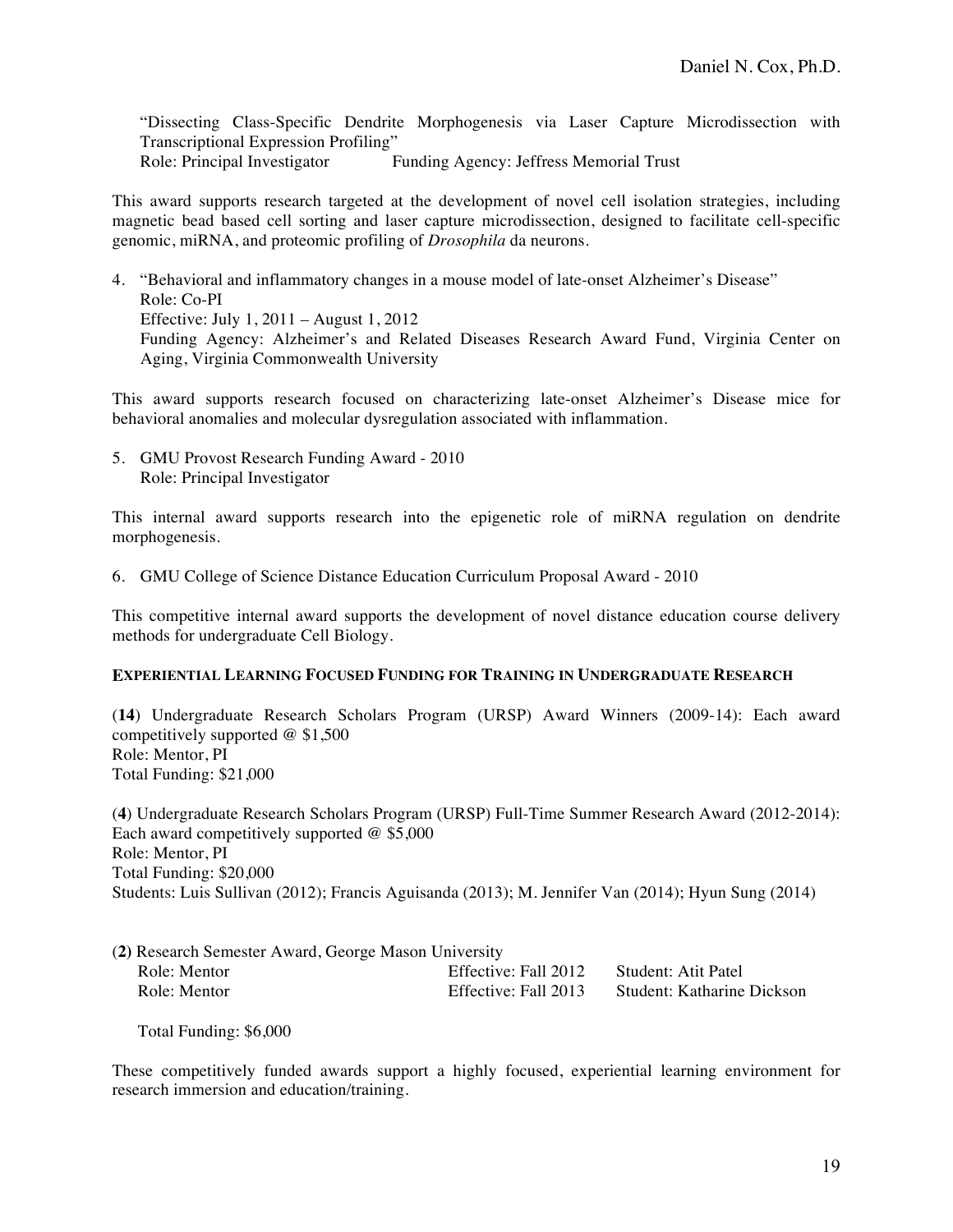"Dissecting Class-Specific Dendrite Morphogenesis via Laser Capture Microdissection with Transcriptional Expression Profiling"
Role: Principal Investigator Funding Agency: Jeffress Memorial Trust

This award supports research targeted at the development of novel cell isolation strategies, including magnetic bead based cell sorting and laser capture microdissection, designed to facilitate cell-specific genomic, miRNA, and proteomic profiling of *Drosophila* da neurons.

4. "Behavioral and inflammatory changes in a mouse model of late-onset Alzheimer's Disease"
   Role: Co-PI
   Effective: July 1, 2011 – August 1, 2012
   Funding Agency: Alzheimer's and Related Diseases Research Award Fund, Virginia Center on Aging, Virginia Commonwealth University

This award supports research focused on characterizing late-onset Alzheimer's Disease mice for behavioral anomalies and molecular dysregulation associated with inflammation.

5. GMU Provost Research Funding Award - 2010
   Role: Principal Investigator

This internal award supports research into the epigenetic role of miRNA regulation on dendrite morphogenesis.

6. GMU College of Science Distance Education Curriculum Proposal Award - 2010

This competitive internal award supports the development of novel distance education course delivery methods for undergraduate Cell Biology.

#### EXPERIENTIAL LEARNING FOCUSED FUNDING FOR TRAINING IN UNDERGRADUATE RESEARCH

(**14**) Undergraduate Research Scholars Program (URSP) Award Winners (2009-14): Each award competitively supported @ $1,500
Role: Mentor, PI
Total Funding: $21,000

(**4**) Undergraduate Research Scholars Program (URSP) Full-Time Summer Research Award (2012-2014): Each award competitively supported @ $5,000
Role: Mentor, PI
Total Funding: $20,000
Students: Luis Sullivan (2012); Francis Aguisanda (2013); M. Jennifer Van (2014); Hyun Sung (2014)

(**2)** Research Semester Award, George Mason University

| | | |
|---|---|---|
| Role: Mentor | Effective: Fall 2012 | Student: Atit Patel |
| Role: Mentor | Effective: Fall 2013 | Student: Katharine Dickson |

Total Funding: $6,000

These competitively funded awards support a highly focused, experiential learning environment for research immersion and education/training.